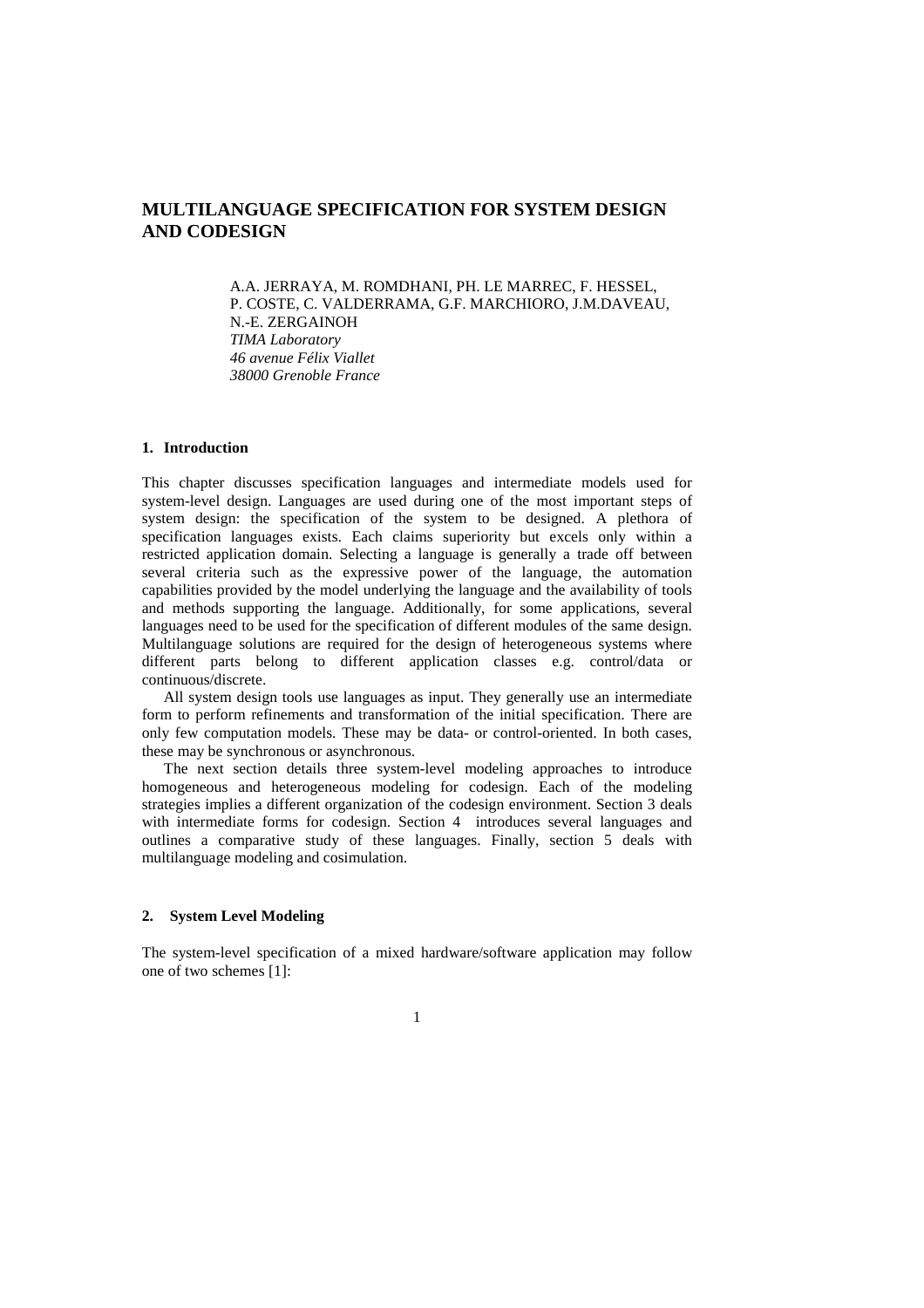# MULTILANGUAGE SPECIFICATION FOR SYSTEM DESIGN AND CODESIGN

A.A. JERRAYA, M. ROMDHANI, PH. LE MARREC, F. HESSEL,
P. COSTE, C. VALDERRAMA, G.F. MARCHIORO, J.M.DAVEAU,
N.-E. ZERGAINOH
*TIMA Laboratory*
*46 avenue Félix Viallet*
*38000 Grenoble France*

## 1. Introduction

This chapter discusses specification languages and intermediate models used for system-level design. Languages are used during one of the most important steps of system design: the specification of the system to be designed. A plethora of specification languages exists. Each claims superiority but excels only within a restricted application domain. Selecting a language is generally a trade off between several criteria such as the expressive power of the language, the automation capabilities provided by the model underlying the language and the availability of tools and methods supporting the language. Additionally, for some applications, several languages need to be used for the specification of different modules of the same design. Multilanguage solutions are required for the design of heterogeneous systems where different parts belong to different application classes e.g. control/data or continuous/discrete.

All system design tools use languages as input. They generally use an intermediate form to perform refinements and transformation of the initial specification. There are only few computation models. These may be data- or control-oriented. In both cases, these may be synchronous or asynchronous.

The next section details three system-level modeling approaches to introduce homogeneous and heterogeneous modeling for codesign. Each of the modeling strategies implies a different organization of the codesign environment. Section 3 deals with intermediate forms for codesign. Section 4 introduces several languages and outlines a comparative study of these languages. Finally, section 5 deals with multilanguage modeling and cosimulation.

## 2. System Level Modeling

The system-level specification of a mixed hardware/software application may follow one of two schemes [1]: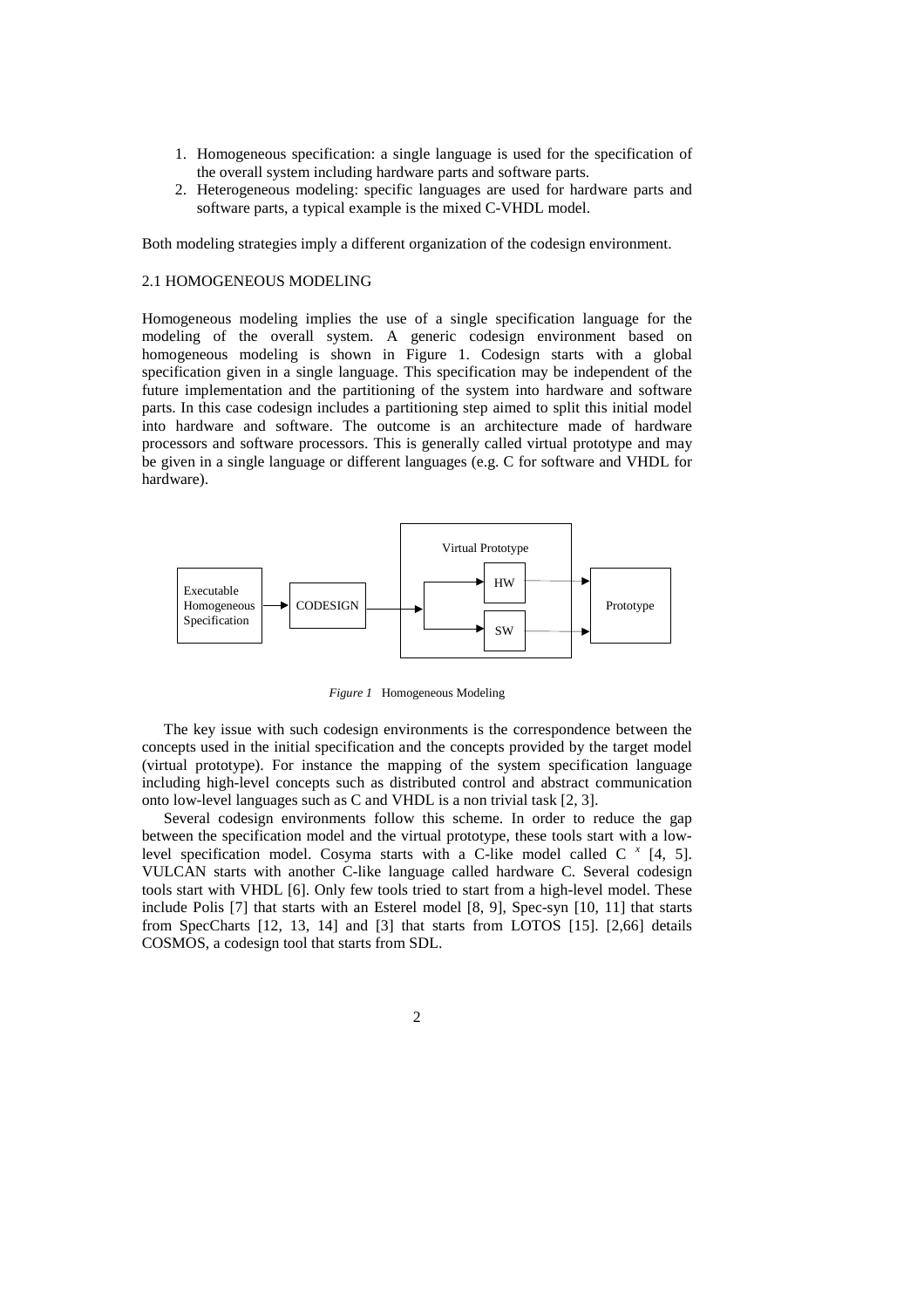1. Homogeneous specification: a single language is used for the specification of the overall system including hardware parts and software parts.
2. Heterogeneous modeling: specific languages are used for hardware parts and software parts, a typical example is the mixed C-VHDL model.

Both modeling strategies imply a different organization of the codesign environment.

### 2.1 HOMOGENEOUS MODELING

Homogeneous modeling implies the use of a single specification language for the modeling of the overall system. A generic codesign environment based on homogeneous modeling is shown in Figure 1. Codesign starts with a global specification given in a single language. This specification may be independent of the future implementation and the partitioning of the system into hardware and software parts. In this case codesign includes a partitioning step aimed to split this initial model into hardware and software. The outcome is an architecture made of hardware processors and software processors. This is generally called virtual prototype and may be given in a single language or different languages (e.g. C for software and VHDL for hardware).

Executable Homogeneous Specification → CODESIGN → Virtual Prototype (HW, SW) → Prototype

*Figure 1* Homogeneous Modeling

The key issue with such codesign environments is the correspondence between the concepts used in the initial specification and the concepts provided by the target model (virtual prototype). For instance the mapping of the system specification language including high-level concepts such as distributed control and abstract communication onto low-level languages such as C and VHDL is a non trivial task [2, 3].

Several codesign environments follow this scheme. In order to reduce the gap between the specification model and the virtual prototype, these tools start with a low-level specification model. Cosyma starts with a C-like model called $C^x$ [4, 5]. VULCAN starts with another C-like language called hardware C. Several codesign tools start with VHDL [6]. Only few tools tried to start from a high-level model. These include Polis [7] that starts with an Esterel model [8, 9], Spec-syn [10, 11] that starts from SpecCharts [12, 13, 14] and [3] that starts from LOTOS [15]. [2,66] details COSMOS, a codesign tool that starts from SDL.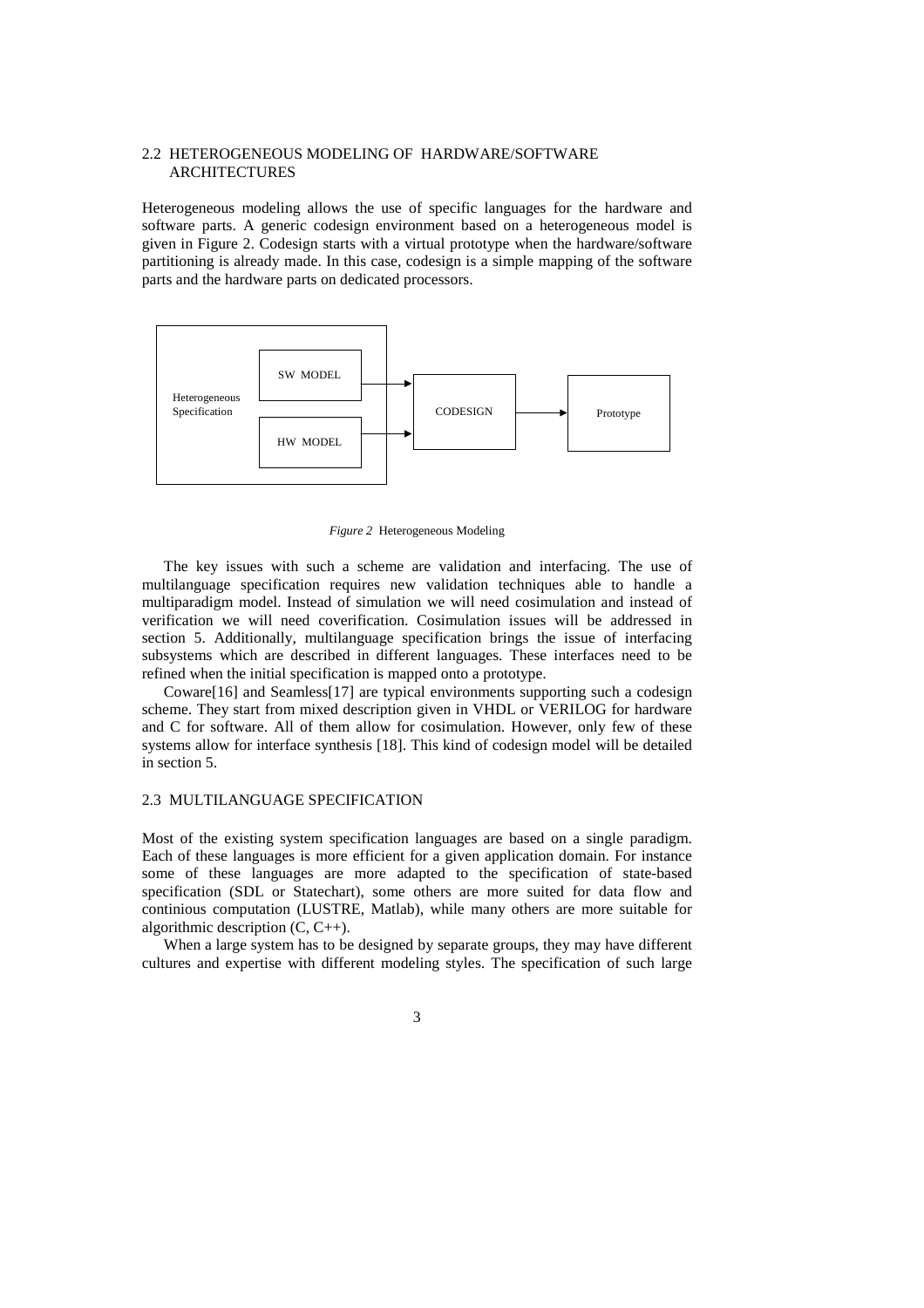## 2.2 HETEROGENEOUS MODELING OF HARDWARE/SOFTWARE ARCHITECTURES

Heterogeneous modeling allows the use of specific languages for the hardware and software parts. A generic codesign environment based on a heterogeneous model is given in Figure 2. Codesign starts with a virtual prototype when the hardware/software partitioning is already made. In this case, codesign is a simple mapping of the software parts and the hardware parts on dedicated processors.

*Figure 2* Heterogeneous Modeling

The key issues with such a scheme are validation and interfacing. The use of multilanguage specification requires new validation techniques able to handle a multiparadigm model. Instead of simulation we will need cosimulation and instead of verification we will need coverification. Cosimulation issues will be addressed in section 5. Additionally, multilanguage specification brings the issue of interfacing subsystems which are described in different languages. These interfaces need to be refined when the initial specification is mapped onto a prototype.

Coware[16] and Seamless[17] are typical environments supporting such a codesign scheme. They start from mixed description given in VHDL or VERILOG for hardware and C for software. All of them allow for cosimulation. However, only few of these systems allow for interface synthesis [18]. This kind of codesign model will be detailed in section 5.

## 2.3 MULTILANGUAGE SPECIFICATION

Most of the existing system specification languages are based on a single paradigm. Each of these languages is more efficient for a given application domain. For instance some of these languages are more adapted to the specification of state-based specification (SDL or Statechart), some others are more suited for data flow and continious computation (LUSTRE, Matlab), while many others are more suitable for algorithmic description (C, C++).

When a large system has to be designed by separate groups, they may have different cultures and expertise with different modeling styles. The specification of such large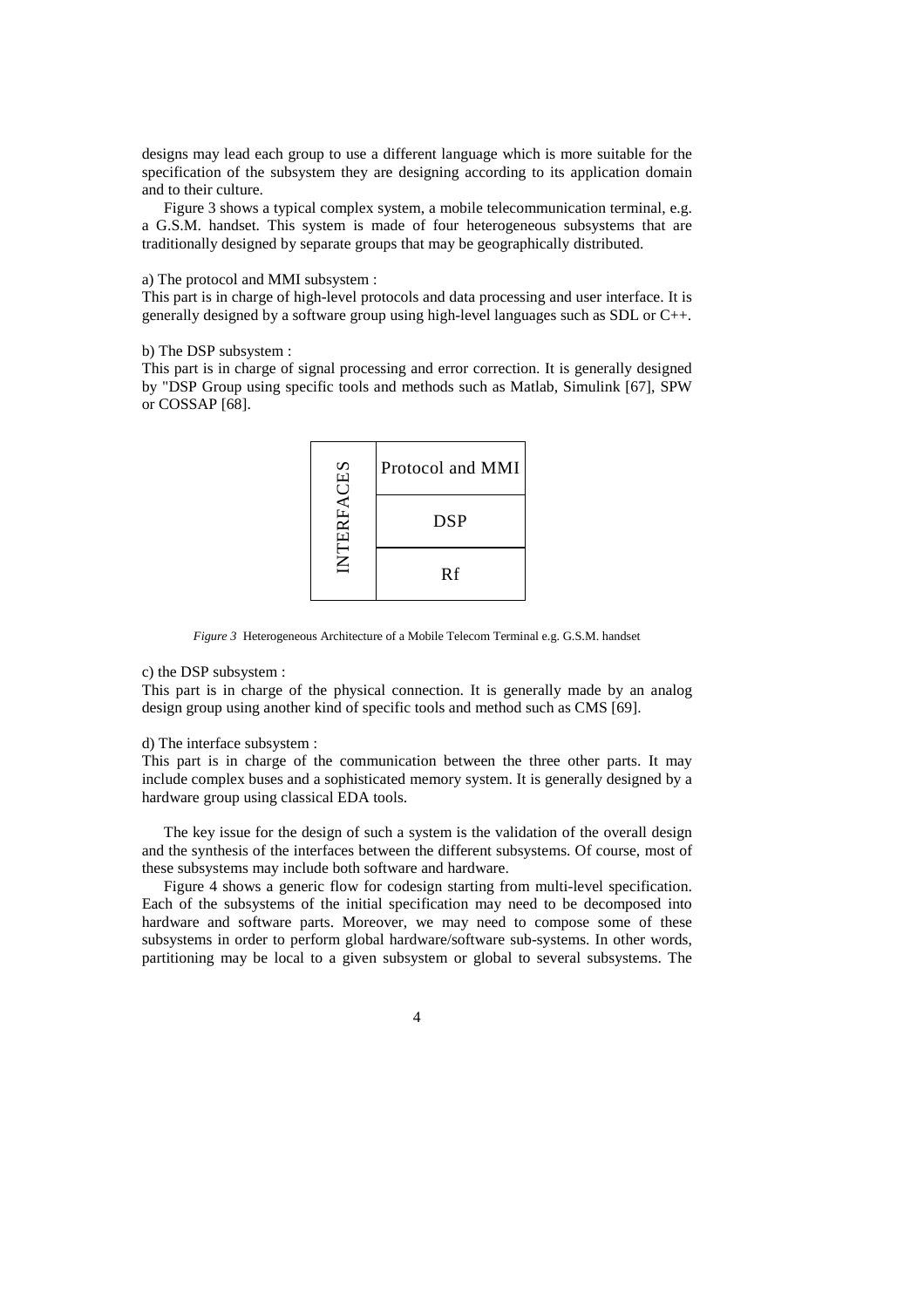designs may lead each group to use a different language which is more suitable for the specification of the subsystem they are designing according to its application domain and to their culture.

Figure 3 shows a typical complex system, a mobile telecommunication terminal, e.g. a G.S.M. handset. This system is made of four heterogeneous subsystems that are traditionally designed by separate groups that may be geographically distributed.

a) The protocol and MMI subsystem :
This part is in charge of high-level protocols and data processing and user interface. It is generally designed by a software group using high-level languages such as SDL or C++.

b) The DSP subsystem :
This part is in charge of signal processing and error correction. It is generally designed by "DSP Group using specific tools and methods such as Matlab, Simulink [67], SPW or COSSAP [68].

INTERFACES

Protocol and MMI

DSP

Rf

*Figure 3* Heterogeneous Architecture of a Mobile Telecom Terminal e.g. G.S.M. handset

c) the DSP subsystem :
This part is in charge of the physical connection. It is generally made by an analog design group using another kind of specific tools and method such as CMS [69].

d) The interface subsystem :
This part is in charge of the communication between the three other parts. It may include complex buses and a sophisticated memory system. It is generally designed by a hardware group using classical EDA tools.

The key issue for the design of such a system is the validation of the overall design and the synthesis of the interfaces between the different subsystems. Of course, most of these subsystems may include both software and hardware.

Figure 4 shows a generic flow for codesign starting from multi-level specification. Each of the subsystems of the initial specification may need to be decomposed into hardware and software parts. Moreover, we may need to compose some of these subsystems in order to perform global hardware/software sub-systems. In other words, partitioning may be local to a given subsystem or global to several subsystems. The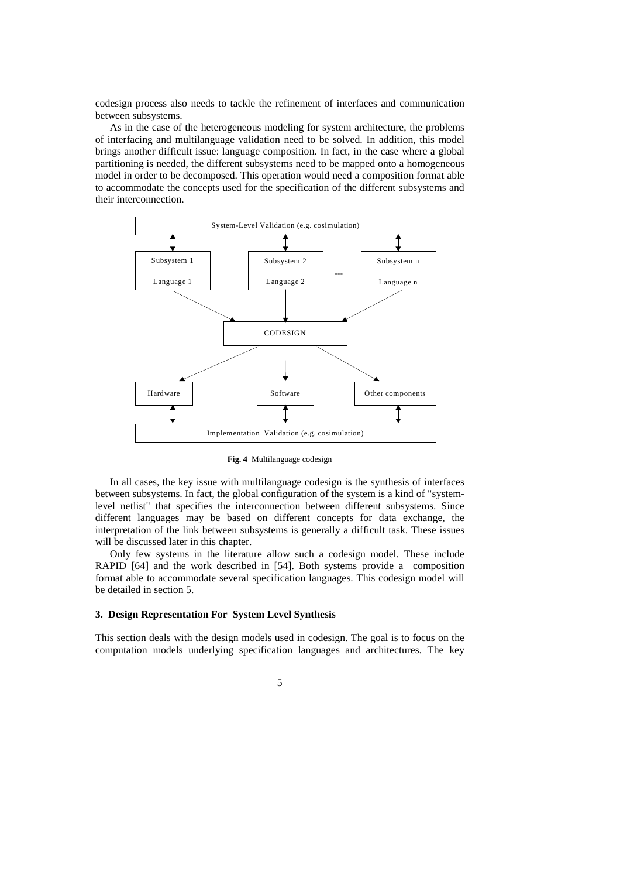codesign process also needs to tackle the refinement of interfaces and communication between subsystems.

As in the case of the heterogeneous modeling for system architecture, the problems of interfacing and multilanguage validation need to be solved. In addition, this model brings another difficult issue: language composition. In fact, in the case where a global partitioning is needed, the different subsystems need to be mapped onto a homogeneous model in order to be decomposed. This operation would need a composition format able to accommodate the concepts used for the specification of the different subsystems and their interconnection.

**Fig. 4** Multilanguage codesign

In all cases, the key issue with multilanguage codesign is the synthesis of interfaces between subsystems. In fact, the global configuration of the system is a kind of "system-level netlist" that specifies the interconnection between different subsystems. Since different languages may be based on different concepts for data exchange, the interpretation of the link between subsystems is generally a difficult task. These issues will be discussed later in this chapter.

Only few systems in the literature allow such a codesign model. These include RAPID [64] and the work described in [54]. Both systems provide a composition format able to accommodate several specification languages. This codesign model will be detailed in section 5.

## 3. Design Representation For System Level Synthesis

This section deals with the design models used in codesign. The goal is to focus on the computation models underlying specification languages and architectures. The key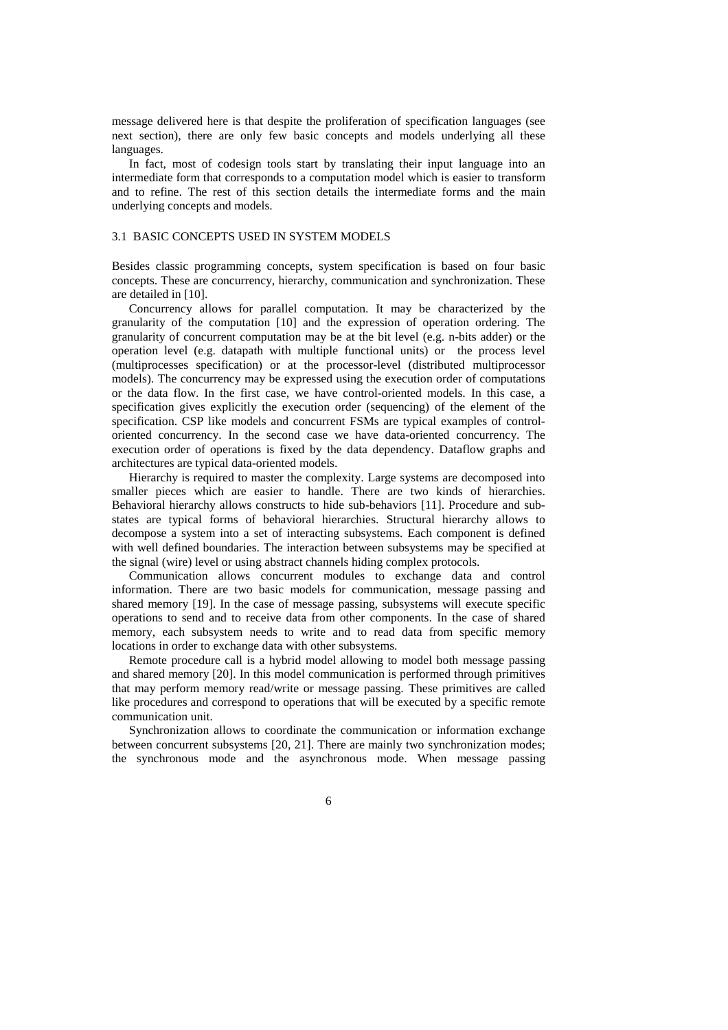message delivered here is that despite the proliferation of specification languages (see next section), there are only few basic concepts and models underlying all these languages.

In fact, most of codesign tools start by translating their input language into an intermediate form that corresponds to a computation model which is easier to transform and to refine. The rest of this section details the intermediate forms and the main underlying concepts and models.

### 3.1 BASIC CONCEPTS USED IN SYSTEM MODELS

Besides classic programming concepts, system specification is based on four basic concepts. These are concurrency, hierarchy, communication and synchronization. These are detailed in [10].

Concurrency allows for parallel computation. It may be characterized by the granularity of the computation [10] and the expression of operation ordering. The granularity of concurrent computation may be at the bit level (e.g. n-bits adder) or the operation level (e.g. datapath with multiple functional units) or the process level (multiprocesses specification) or at the processor-level (distributed multiprocessor models). The concurrency may be expressed using the execution order of computations or the data flow. In the first case, we have control-oriented models. In this case, a specification gives explicitly the execution order (sequencing) of the element of the specification. CSP like models and concurrent FSMs are typical examples of control-oriented concurrency. In the second case we have data-oriented concurrency. The execution order of operations is fixed by the data dependency. Dataflow graphs and architectures are typical data-oriented models.

Hierarchy is required to master the complexity. Large systems are decomposed into smaller pieces which are easier to handle. There are two kinds of hierarchies. Behavioral hierarchy allows constructs to hide sub-behaviors [11]. Procedure and sub-states are typical forms of behavioral hierarchies. Structural hierarchy allows to decompose a system into a set of interacting subsystems. Each component is defined with well defined boundaries. The interaction between subsystems may be specified at the signal (wire) level or using abstract channels hiding complex protocols.

Communication allows concurrent modules to exchange data and control information. There are two basic models for communication, message passing and shared memory [19]. In the case of message passing, subsystems will execute specific operations to send and to receive data from other components. In the case of shared memory, each subsystem needs to write and to read data from specific memory locations in order to exchange data with other subsystems.

Remote procedure call is a hybrid model allowing to model both message passing and shared memory [20]. In this model communication is performed through primitives that may perform memory read/write or message passing. These primitives are called like procedures and correspond to operations that will be executed by a specific remote communication unit.

Synchronization allows to coordinate the communication or information exchange between concurrent subsystems [20, 21]. There are mainly two synchronization modes; the synchronous mode and the asynchronous mode. When message passing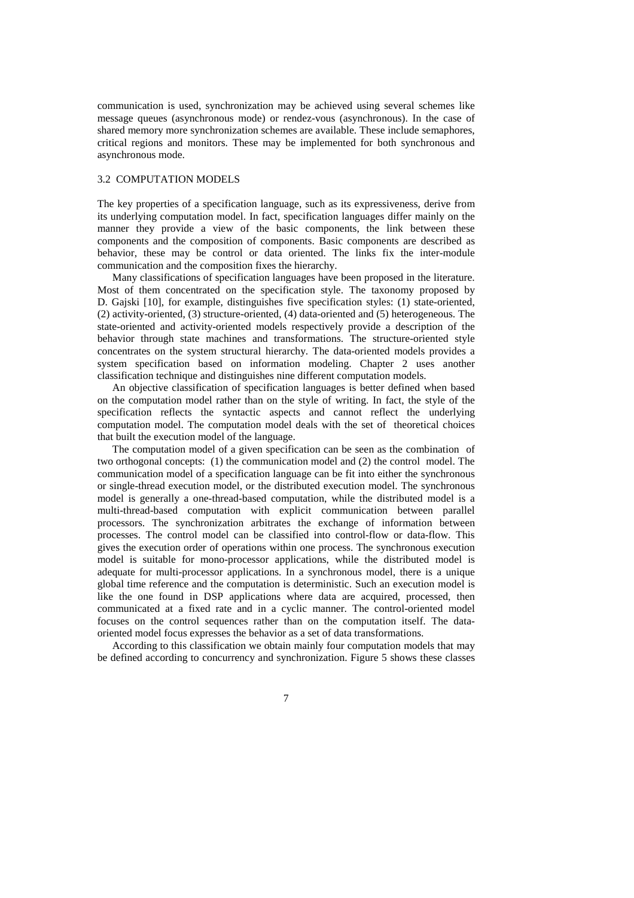communication is used, synchronization may be achieved using several schemes like message queues (asynchronous mode) or rendez-vous (asynchronous). In the case of shared memory more synchronization schemes are available. These include semaphores, critical regions and monitors. These may be implemented for both synchronous and asynchronous mode.

### 3.2 COMPUTATION MODELS

The key properties of a specification language, such as its expressiveness, derive from its underlying computation model. In fact, specification languages differ mainly on the manner they provide a view of the basic components, the link between these components and the composition of components. Basic components are described as behavior, these may be control or data oriented. The links fix the inter-module communication and the composition fixes the hierarchy.

Many classifications of specification languages have been proposed in the literature. Most of them concentrated on the specification style. The taxonomy proposed by D. Gajski [10], for example, distinguishes five specification styles: (1) state-oriented, (2) activity-oriented, (3) structure-oriented, (4) data-oriented and (5) heterogeneous. The state-oriented and activity-oriented models respectively provide a description of the behavior through state machines and transformations. The structure-oriented style concentrates on the system structural hierarchy. The data-oriented models provides a system specification based on information modeling. Chapter 2 uses another classification technique and distinguishes nine different computation models.

An objective classification of specification languages is better defined when based on the computation model rather than on the style of writing. In fact, the style of the specification reflects the syntactic aspects and cannot reflect the underlying computation model. The computation model deals with the set of theoretical choices that built the execution model of the language.

The computation model of a given specification can be seen as the combination of two orthogonal concepts: (1) the communication model and (2) the control model. The communication model of a specification language can be fit into either the synchronous or single-thread execution model, or the distributed execution model. The synchronous model is generally a one-thread-based computation, while the distributed model is a multi-thread-based computation with explicit communication between parallel processors. The synchronization arbitrates the exchange of information between processes. The control model can be classified into control-flow or data-flow. This gives the execution order of operations within one process. The synchronous execution model is suitable for mono-processor applications, while the distributed model is adequate for multi-processor applications. In a synchronous model, there is a unique global time reference and the computation is deterministic. Such an execution model is like the one found in DSP applications where data are acquired, processed, then communicated at a fixed rate and in a cyclic manner. The control-oriented model focuses on the control sequences rather than on the computation itself. The data-oriented model focus expresses the behavior as a set of data transformations.

According to this classification we obtain mainly four computation models that may be defined according to concurrency and synchronization. Figure 5 shows these classes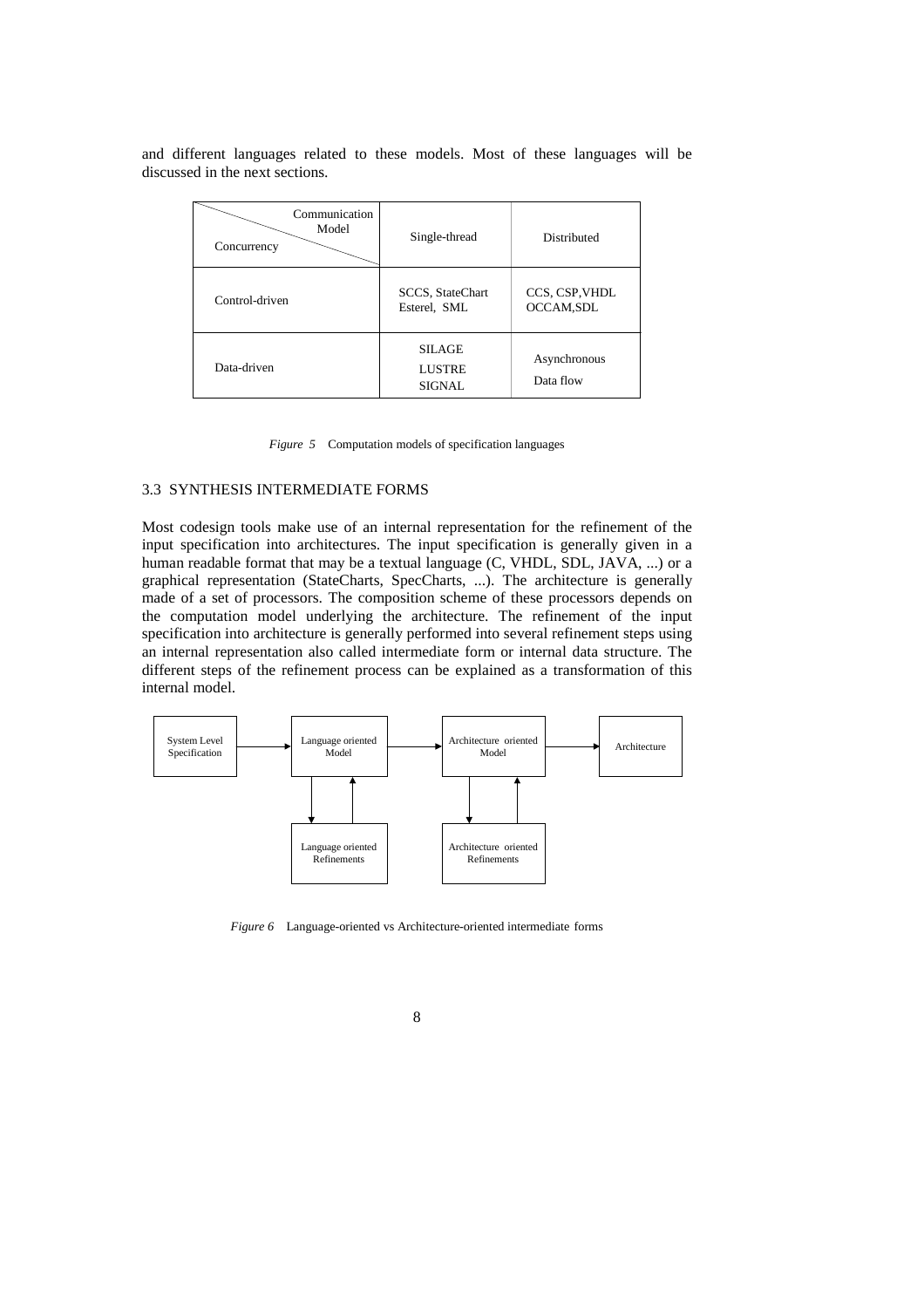and different languages related to these models. Most of these languages will be discussed in the next sections.

| Concurrency \ Communication Model | Single-thread | Distributed |
|---|---|---|
| Control-driven | SCCS, StateChart Esterel, SML | CCS, CSP, VHDL OCCAM, SDL |
| Data-driven | SILAGE LUSTRE SIGNAL | Asynchronous Data flow |

*Figure 5* Computation models of specification languages

### 3.3 SYNTHESIS INTERMEDIATE FORMS

Most codesign tools make use of an internal representation for the refinement of the input specification into architectures. The input specification is generally given in a human readable format that may be a textual language (C, VHDL, SDL, JAVA, ...) or a graphical representation (StateCharts, SpecCharts, ...). The architecture is generally made of a set of processors. The composition scheme of these processors depends on the computation model underlying the architecture. The refinement of the input specification into architecture is generally performed into several refinement steps using an internal representation also called intermediate form or internal data structure. The different steps of the refinement process can be explained as a transformation of this internal model.

```
System Level      -->  Language oriented  -->  Architecture oriented  -->  Architecture
Specification          Model                   Model
                        |  ^                    |  ^
                        v  |                    v  |
                   Language oriented       Architecture oriented
                   Refinements             Refinements
```

*Figure 6* Language-oriented vs Architecture-oriented intermediate forms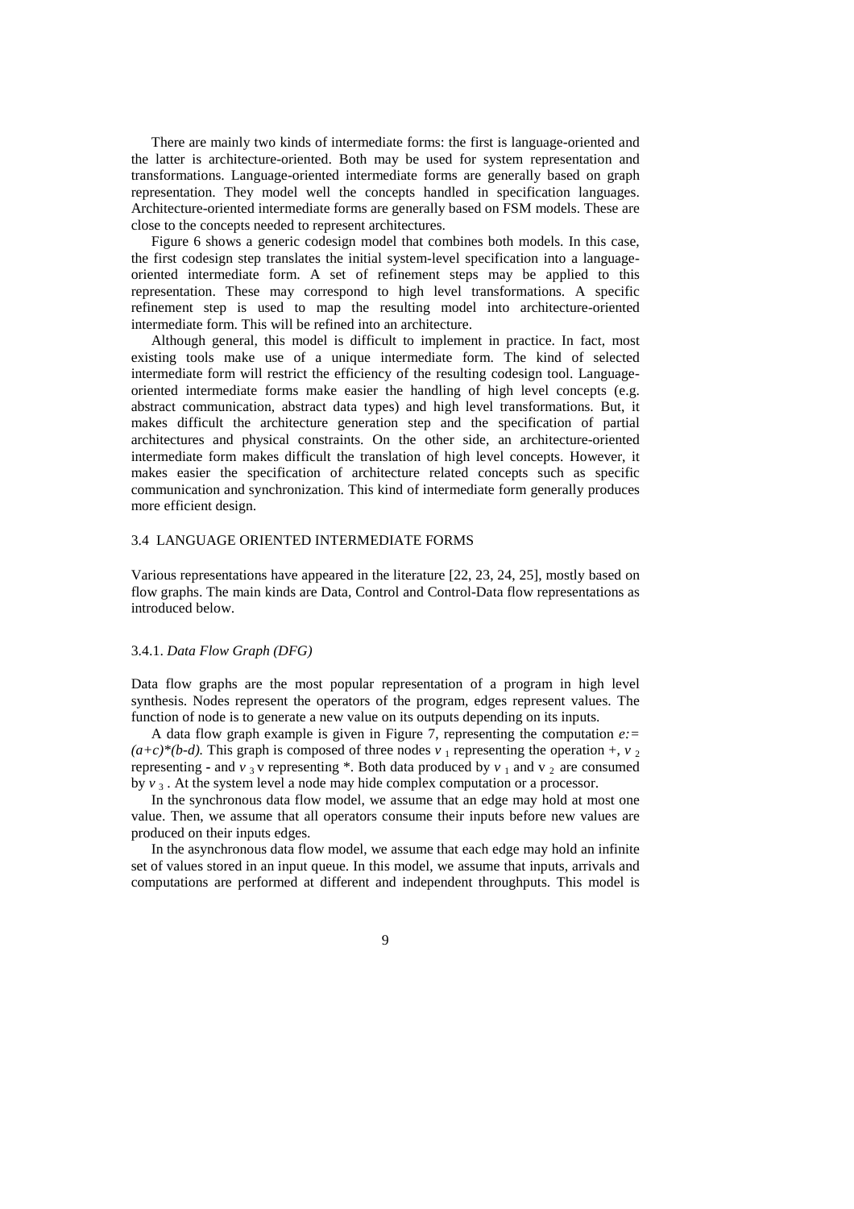There are mainly two kinds of intermediate forms: the first is language-oriented and the latter is architecture-oriented. Both may be used for system representation and transformations. Language-oriented intermediate forms are generally based on graph representation. They model well the concepts handled in specification languages. Architecture-oriented intermediate forms are generally based on FSM models. These are close to the concepts needed to represent architectures.

Figure 6 shows a generic codesign model that combines both models. In this case, the first codesign step translates the initial system-level specification into a language-oriented intermediate form. A set of refinement steps may be applied to this representation. These may correspond to high level transformations. A specific refinement step is used to map the resulting model into architecture-oriented intermediate form. This will be refined into an architecture.

Although general, this model is difficult to implement in practice. In fact, most existing tools make use of a unique intermediate form. The kind of selected intermediate form will restrict the efficiency of the resulting codesign tool. Language-oriented intermediate forms make easier the handling of high level concepts (e.g. abstract communication, abstract data types) and high level transformations. But, it makes difficult the architecture generation step and the specification of partial architectures and physical constraints. On the other side, an architecture-oriented intermediate form makes difficult the translation of high level concepts. However, it makes easier the specification of architecture related concepts such as specific communication and synchronization. This kind of intermediate form generally produces more efficient design.

## 3.4 LANGUAGE ORIENTED INTERMEDIATE FORMS

Various representations have appeared in the literature [22, 23, 24, 25], mostly based on flow graphs. The main kinds are Data, Control and Control-Data flow representations as introduced below.

### 3.4.1. *Data Flow Graph (DFG)*

Data flow graphs are the most popular representation of a program in high level synthesis. Nodes represent the operators of the program, edges represent values. The function of node is to generate a new value on its outputs depending on its inputs.

A data flow graph example is given in Figure 7, representing the computation $e:= (a+c)*(b-d)$. This graph is composed of three nodes $v_1$ representing the operation +, $v_2$ representing - and $v_3$ v representing *. Both data produced by $v_1$ and $v_2$ are consumed by $v_3$. At the system level a node may hide complex computation or a processor.

In the synchronous data flow model, we assume that an edge may hold at most one value. Then, we assume that all operators consume their inputs before new values are produced on their inputs edges.

In the asynchronous data flow model, we assume that each edge may hold an infinite set of values stored in an input queue. In this model, we assume that inputs, arrivals and computations are performed at different and independent throughputs. This model is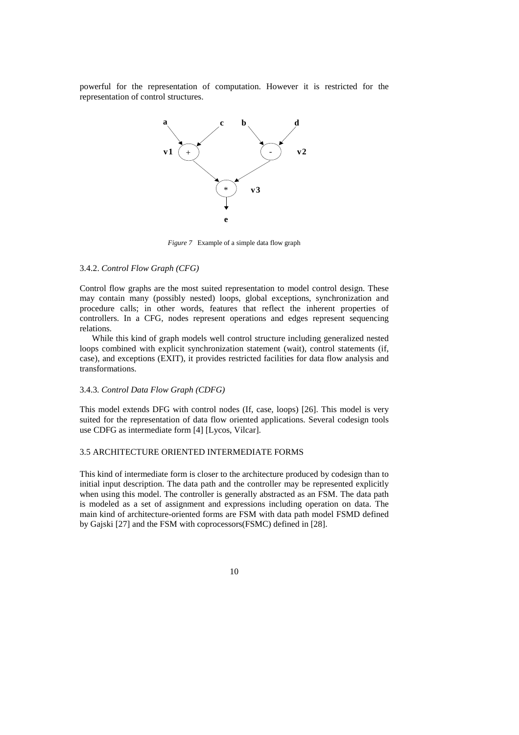powerful for the representation of computation. However it is restricted for the representation of control structures.

*Figure 7* Example of a simple data flow graph

3.4.2. *Control Flow Graph (CFG)*

Control flow graphs are the most suited representation to model control design. These may contain many (possibly nested) loops, global exceptions, synchronization and procedure calls; in other words, features that reflect the inherent properties of controllers. In a CFG, nodes represent operations and edges represent sequencing relations.

While this kind of graph models well control structure including generalized nested loops combined with explicit synchronization statement (wait), control statements (if, case), and exceptions (EXIT), it provides restricted facilities for data flow analysis and transformations.

3.4.3. *Control Data Flow Graph (CDFG)*

This model extends DFG with control nodes (If, case, loops) [26]. This model is very suited for the representation of data flow oriented applications. Several codesign tools use CDFG as intermediate form [4] [Lycos, Vilcar].

3.5 ARCHITECTURE ORIENTED INTERMEDIATE FORMS

This kind of intermediate form is closer to the architecture produced by codesign than to initial input description. The data path and the controller may be represented explicitly when using this model. The controller is generally abstracted as an FSM. The data path is modeled as a set of assignment and expressions including operation on data. The main kind of architecture-oriented forms are FSM with data path model FSMD defined by Gajski [27] and the FSM with coprocessors(FSMC) defined in [28].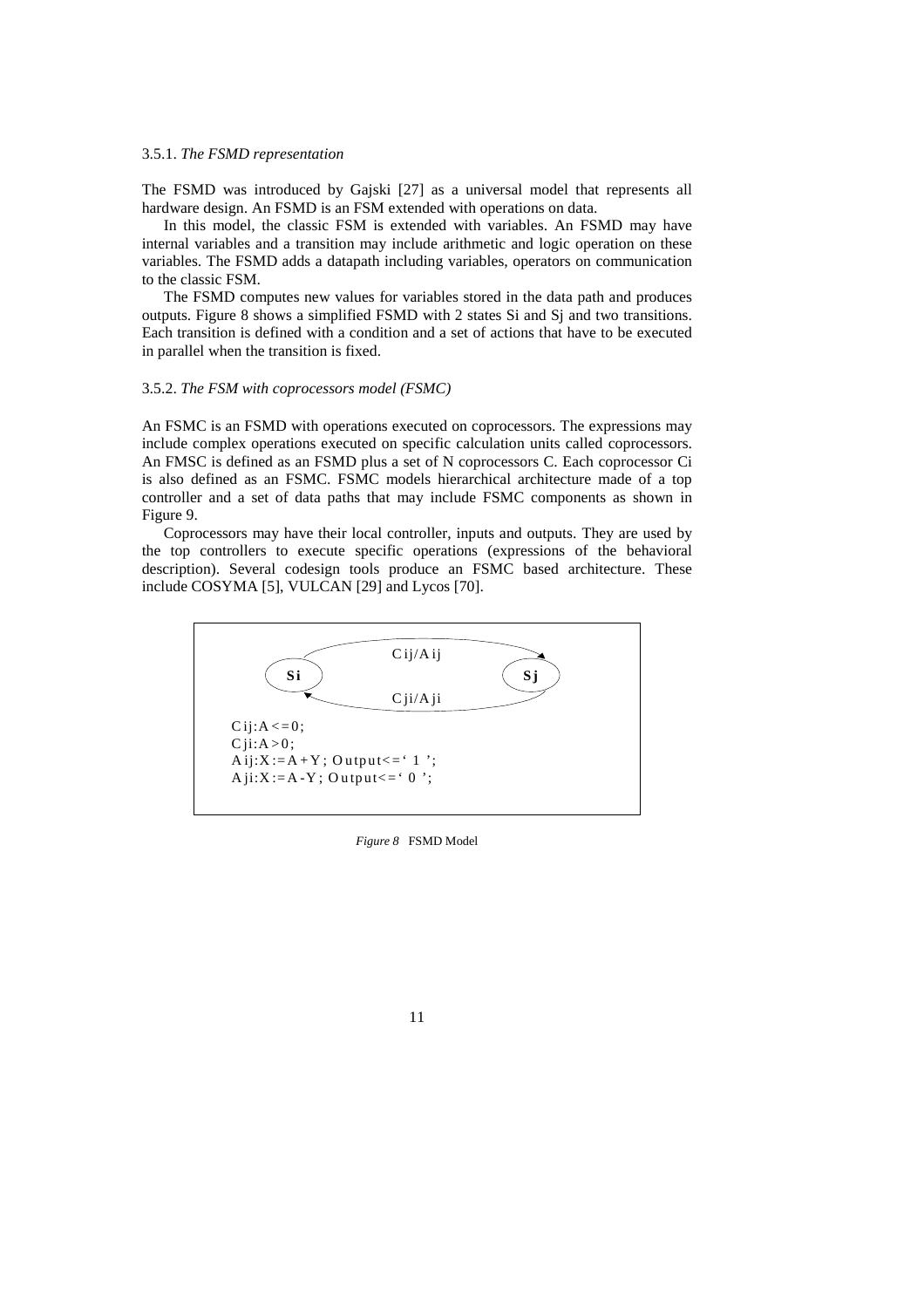### 3.5.1. *The FSMD representation*

The FSMD was introduced by Gajski [27] as a universal model that represents all hardware design. An FSMD is an FSM extended with operations on data.

In this model, the classic FSM is extended with variables. An FSMD may have internal variables and a transition may include arithmetic and logic operation on these variables. The FSMD adds a datapath including variables, operators on communication to the classic FSM.

The FSMD computes new values for variables stored in the data path and produces outputs. Figure 8 shows a simplified FSMD with 2 states Si and Sj and two transitions. Each transition is defined with a condition and a set of actions that have to be executed in parallel when the transition is fixed.

### 3.5.2. *The FSM with coprocessors model (FSMC)*

An FSMC is an FSMD with operations executed on coprocessors. The expressions may include complex operations executed on specific calculation units called coprocessors. An FMSC is defined as an FSMD plus a set of N coprocessors C. Each coprocessor Ci is also defined as an FSMC. FSMC models hierarchical architecture made of a top controller and a set of data paths that may include FSMC components as shown in Figure 9.

Coprocessors may have their local controller, inputs and outputs. They are used by the top controllers to execute specific operations (expressions of the behavioral description). Several codesign tools produce an FSMC based architecture. These include COSYMA [5], VULCAN [29] and Lycos [70].

```
        Cij/Aij
  Si  --------->  Sj
      <---------
        Cji/Aji

Cij:A<=0;
Cji:A>0;
Aij:X:=A+Y; Output<='1';
Aji:X:=A-Y; Output<='0';
```

*Figure 8* FSMD Model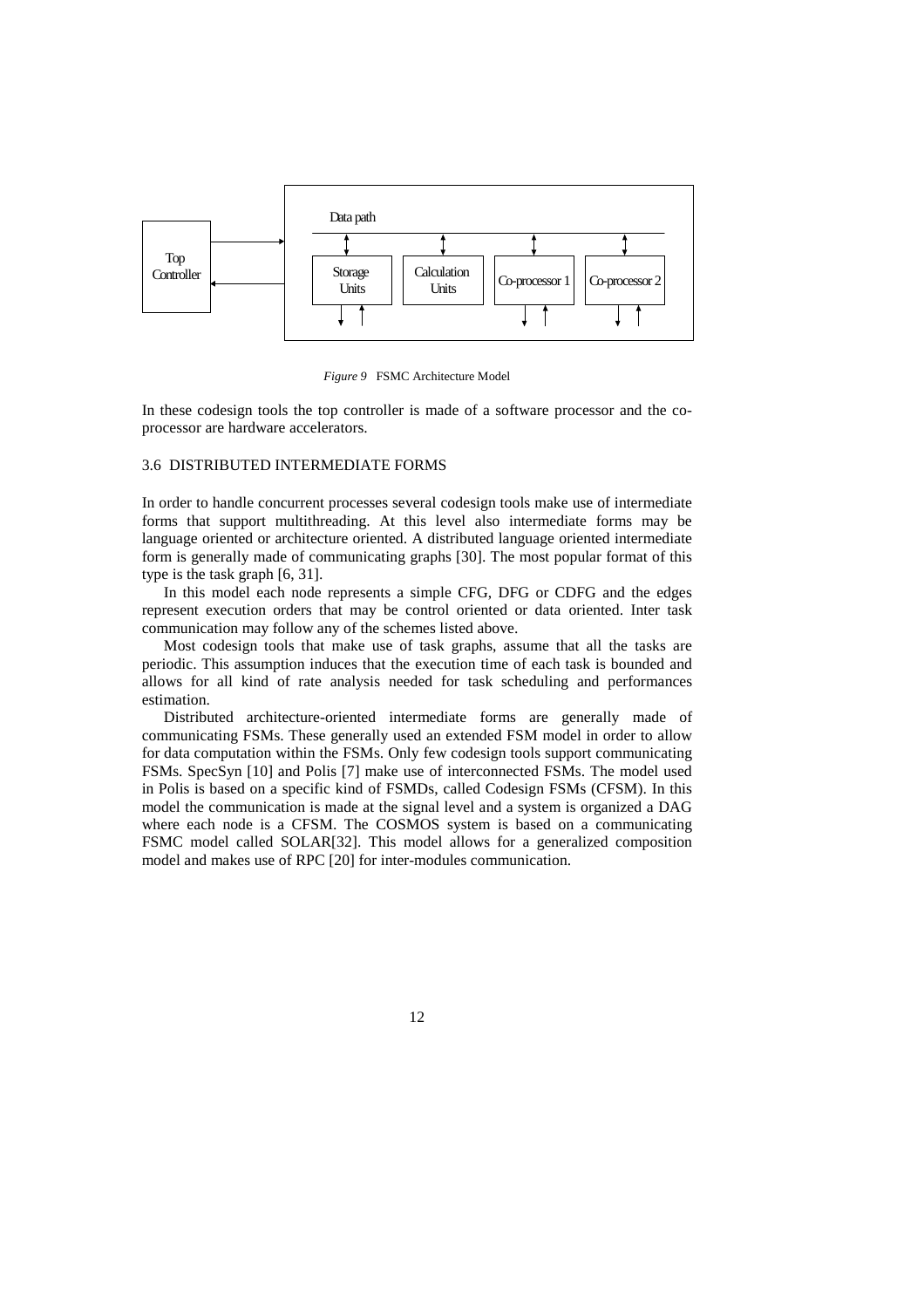*Figure 9* FSMC Architecture Model

In these codesign tools the top controller is made of a software processor and the co-processor are hardware accelerators.

### 3.6 DISTRIBUTED INTERMEDIATE FORMS

In order to handle concurrent processes several codesign tools make use of intermediate forms that support multithreading. At this level also intermediate forms may be language oriented or architecture oriented. A distributed language oriented intermediate form is generally made of communicating graphs [30]. The most popular format of this type is the task graph [6, 31].

In this model each node represents a simple CFG, DFG or CDFG and the edges represent execution orders that may be control oriented or data oriented. Inter task communication may follow any of the schemes listed above.

Most codesign tools that make use of task graphs, assume that all the tasks are periodic. This assumption induces that the execution time of each task is bounded and allows for all kind of rate analysis needed for task scheduling and performances estimation.

Distributed architecture-oriented intermediate forms are generally made of communicating FSMs. These generally used an extended FSM model in order to allow for data computation within the FSMs. Only few codesign tools support communicating FSMs. SpecSyn [10] and Polis [7] make use of interconnected FSMs. The model used in Polis is based on a specific kind of FSMDs, called Codesign FSMs (CFSM). In this model the communication is made at the signal level and a system is organized a DAG where each node is a CFSM. The COSMOS system is based on a communicating FSMC model called SOLAR[32]. This model allows for a generalized composition model and makes use of RPC [20] for inter-modules communication.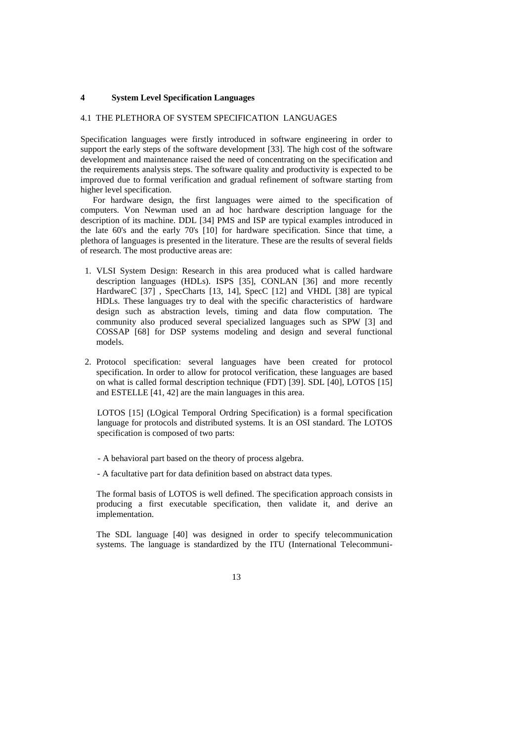## 4 System Level Specification Languages

### 4.1 THE PLETHORA OF SYSTEM SPECIFICATION LANGUAGES

Specification languages were firstly introduced in software engineering in order to support the early steps of the software development [33]. The high cost of the software development and maintenance raised the need of concentrating on the specification and the requirements analysis steps. The software quality and productivity is expected to be improved due to formal verification and gradual refinement of software starting from higher level specification.

For hardware design, the first languages were aimed to the specification of computers. Von Newman used an ad hoc hardware description language for the description of its machine. DDL [34] PMS and ISP are typical examples introduced in the late 60's and the early 70's [10] for hardware specification. Since that time, a plethora of languages is presented in the literature. These are the results of several fields of research. The most productive areas are:

1. VLSI System Design: Research in this area produced what is called hardware description languages (HDLs). ISPS [35], CONLAN [36] and more recently HardwareC [37] , SpecCharts [13, 14], SpecC [12] and VHDL [38] are typical HDLs. These languages try to deal with the specific characteristics of hardware design such as abstraction levels, timing and data flow computation. The community also produced several specialized languages such as SPW [3] and COSSAP [68] for DSP systems modeling and design and several functional models.

2. Protocol specification: several languages have been created for protocol specification. In order to allow for protocol verification, these languages are based on what is called formal description technique (FDT) [39]. SDL [40], LOTOS [15] and ESTELLE [41, 42] are the main languages in this area.

   LOTOS [15] (LOgical Temporal Ordring Specification) is a formal specification language for protocols and distributed systems. It is an OSI standard. The LOTOS specification is composed of two parts:

   - A behavioral part based on the theory of process algebra.
   - A facultative part for data definition based on abstract data types.

   The formal basis of LOTOS is well defined. The specification approach consists in producing a first executable specification, then validate it, and derive an implementation.

   The SDL language [40] was designed in order to specify telecommunication systems. The language is standardized by the ITU (International Telecommuni-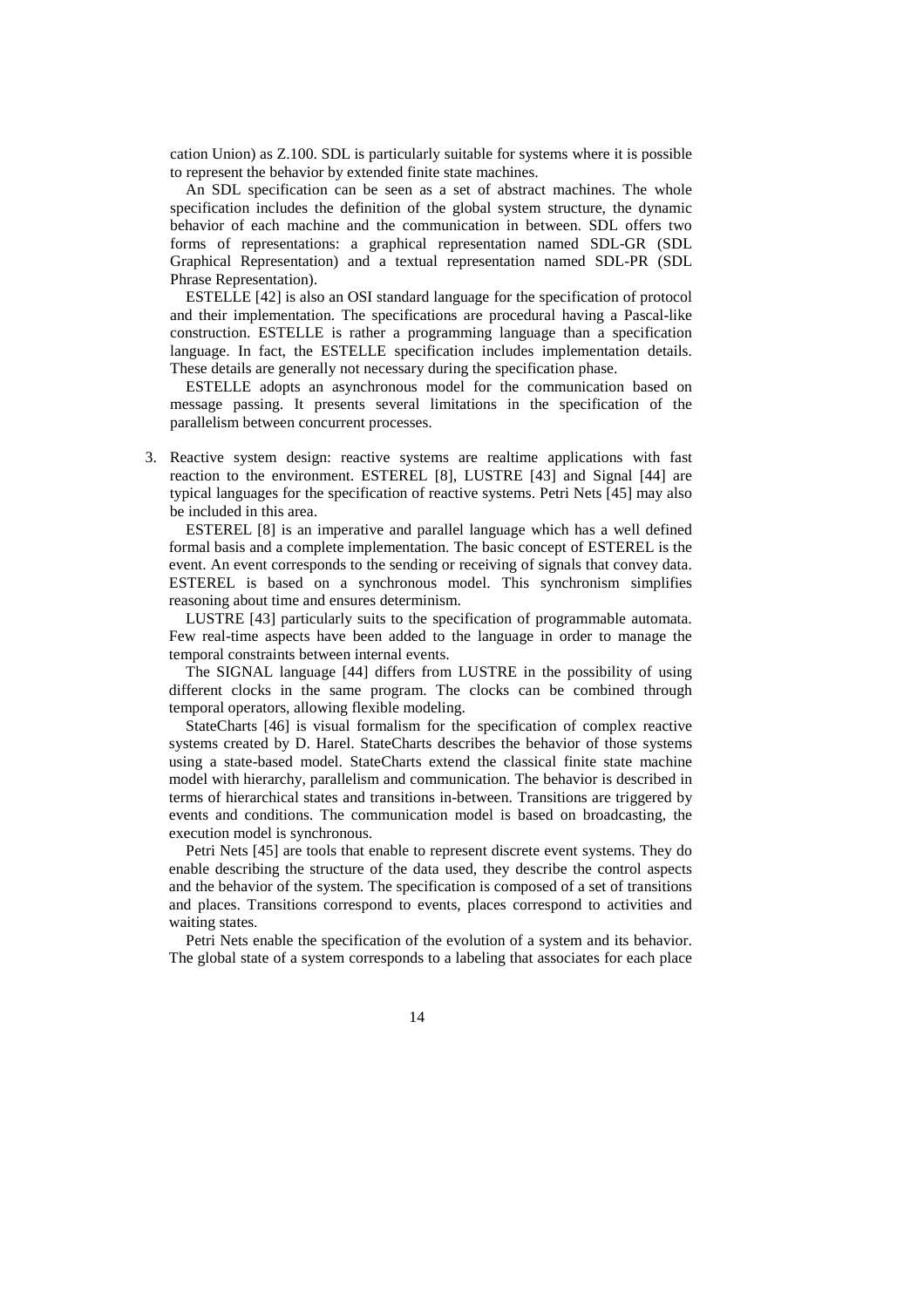cation Union) as Z.100. SDL is particularly suitable for systems where it is possible to represent the behavior by extended finite state machines.

An SDL specification can be seen as a set of abstract machines. The whole specification includes the definition of the global system structure, the dynamic behavior of each machine and the communication in between. SDL offers two forms of representations: a graphical representation named SDL-GR (SDL Graphical Representation) and a textual representation named SDL-PR (SDL Phrase Representation).

ESTELLE [42] is also an OSI standard language for the specification of protocol and their implementation. The specifications are procedural having a Pascal-like construction. ESTELLE is rather a programming language than a specification language. In fact, the ESTELLE specification includes implementation details. These details are generally not necessary during the specification phase.

ESTELLE adopts an asynchronous model for the communication based on message passing. It presents several limitations in the specification of the parallelism between concurrent processes.

3. Reactive system design: reactive systems are realtime applications with fast reaction to the environment. ESTEREL [8], LUSTRE [43] and Signal [44] are typical languages for the specification of reactive systems. Petri Nets [45] may also be included in this area.

   ESTEREL [8] is an imperative and parallel language which has a well defined formal basis and a complete implementation. The basic concept of ESTEREL is the event. An event corresponds to the sending or receiving of signals that convey data. ESTEREL is based on a synchronous model. This synchronism simplifies reasoning about time and ensures determinism.

   LUSTRE [43] particularly suits to the specification of programmable automata. Few real-time aspects have been added to the language in order to manage the temporal constraints between internal events.

   The SIGNAL language [44] differs from LUSTRE in the possibility of using different clocks in the same program. The clocks can be combined through temporal operators, allowing flexible modeling.

   StateCharts [46] is visual formalism for the specification of complex reactive systems created by D. Harel. StateCharts describes the behavior of those systems using a state-based model. StateCharts extend the classical finite state machine model with hierarchy, parallelism and communication. The behavior is described in terms of hierarchical states and transitions in-between. Transitions are triggered by events and conditions. The communication model is based on broadcasting, the execution model is synchronous.

   Petri Nets [45] are tools that enable to represent discrete event systems. They do enable describing the structure of the data used, they describe the control aspects and the behavior of the system. The specification is composed of a set of transitions and places. Transitions correspond to events, places correspond to activities and waiting states.

   Petri Nets enable the specification of the evolution of a system and its behavior. The global state of a system corresponds to a labeling that associates for each place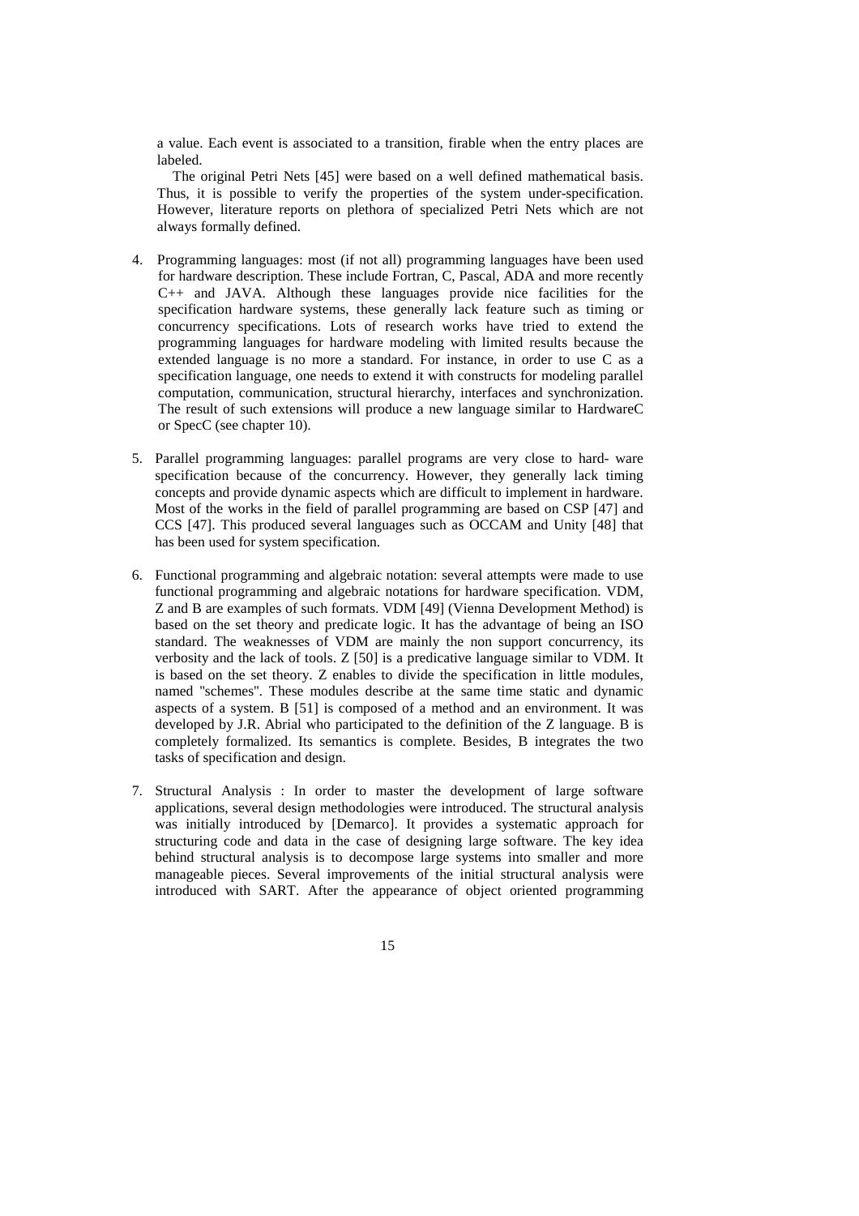a value. Each event is associated to a transition, firable when the entry places are labeled.

The original Petri Nets [45] were based on a well defined mathematical basis. Thus, it is possible to verify the properties of the system under-specification. However, literature reports on plethora of specialized Petri Nets which are not always formally defined.

4. Programming languages: most (if not all) programming languages have been used for hardware description. These include Fortran, C, Pascal, ADA and more recently C++ and JAVA. Although these languages provide nice facilities for the specification hardware systems, these generally lack feature such as timing or concurrency specifications. Lots of research works have tried to extend the programming languages for hardware modeling with limited results because the extended language is no more a standard. For instance, in order to use C as a specification language, one needs to extend it with constructs for modeling parallel computation, communication, structural hierarchy, interfaces and synchronization. The result of such extensions will produce a new language similar to HardwareC or SpecC (see chapter 10).

5. Parallel programming languages: parallel programs are very close to hard- ware specification because of the concurrency. However, they generally lack timing concepts and provide dynamic aspects which are difficult to implement in hardware. Most of the works in the field of parallel programming are based on CSP [47] and CCS [47]. This produced several languages such as OCCAM and Unity [48] that has been used for system specification.

6. Functional programming and algebraic notation: several attempts were made to use functional programming and algebraic notations for hardware specification. VDM, Z and B are examples of such formats. VDM [49] (Vienna Development Method) is based on the set theory and predicate logic. It has the advantage of being an ISO standard. The weaknesses of VDM are mainly the non support concurrency, its verbosity and the lack of tools. Z [50] is a predicative language similar to VDM. It is based on the set theory. Z enables to divide the specification in little modules, named "schemes". These modules describe at the same time static and dynamic aspects of a system. B [51] is composed of a method and an environment. It was developed by J.R. Abrial who participated to the definition of the Z language. B is completely formalized. Its semantics is complete. Besides, B integrates the two tasks of specification and design.

7. Structural Analysis : In order to master the development of large software applications, several design methodologies were introduced. The structural analysis was initially introduced by [Demarco]. It provides a systematic approach for structuring code and data in the case of designing large software. The key idea behind structural analysis is to decompose large systems into smaller and more manageable pieces. Several improvements of the initial structural analysis were introduced with SART. After the appearance of object oriented programming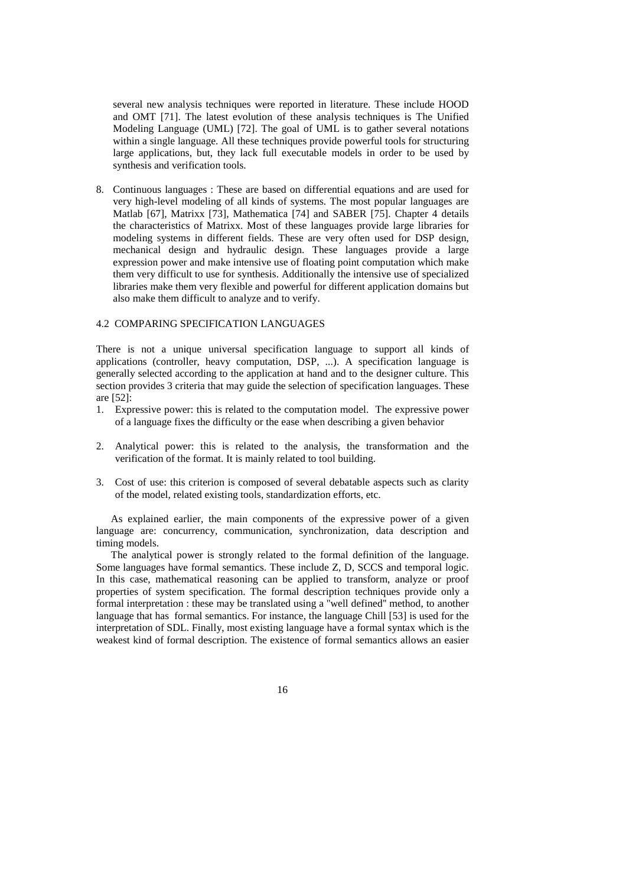several new analysis techniques were reported in literature. These include HOOD and OMT [71]. The latest evolution of these analysis techniques is The Unified Modeling Language (UML) [72]. The goal of UML is to gather several notations within a single language. All these techniques provide powerful tools for structuring large applications, but, they lack full executable models in order to be used by synthesis and verification tools.

8. Continuous languages : These are based on differential equations and are used for very high-level modeling of all kinds of systems. The most popular languages are Matlab [67], Matrixx [73], Mathematica [74] and SABER [75]. Chapter 4 details the characteristics of Matrixx. Most of these languages provide large libraries for modeling systems in different fields. These are very often used for DSP design, mechanical design and hydraulic design. These languages provide a large expression power and make intensive use of floating point computation which make them very difficult to use for synthesis. Additionally the intensive use of specialized libraries make them very flexible and powerful for different application domains but also make them difficult to analyze and to verify.

## 4.2 COMPARING SPECIFICATION LANGUAGES

There is not a unique universal specification language to support all kinds of applications (controller, heavy computation, DSP, ...). A specification language is generally selected according to the application at hand and to the designer culture. This section provides 3 criteria that may guide the selection of specification languages. These are [52]:

1. Expressive power: this is related to the computation model. The expressive power of a language fixes the difficulty or the ease when describing a given behavior
2. Analytical power: this is related to the analysis, the transformation and the verification of the format. It is mainly related to tool building.
3. Cost of use: this criterion is composed of several debatable aspects such as clarity of the model, related existing tools, standardization efforts, etc.

As explained earlier, the main components of the expressive power of a given language are: concurrency, communication, synchronization, data description and timing models.

The analytical power is strongly related to the formal definition of the language. Some languages have formal semantics. These include Z, D, SCCS and temporal logic. In this case, mathematical reasoning can be applied to transform, analyze or proof properties of system specification. The formal description techniques provide only a formal interpretation : these may be translated using a "well defined" method, to another language that has formal semantics. For instance, the language Chill [53] is used for the interpretation of SDL. Finally, most existing language have a formal syntax which is the weakest kind of formal description. The existence of formal semantics allows an easier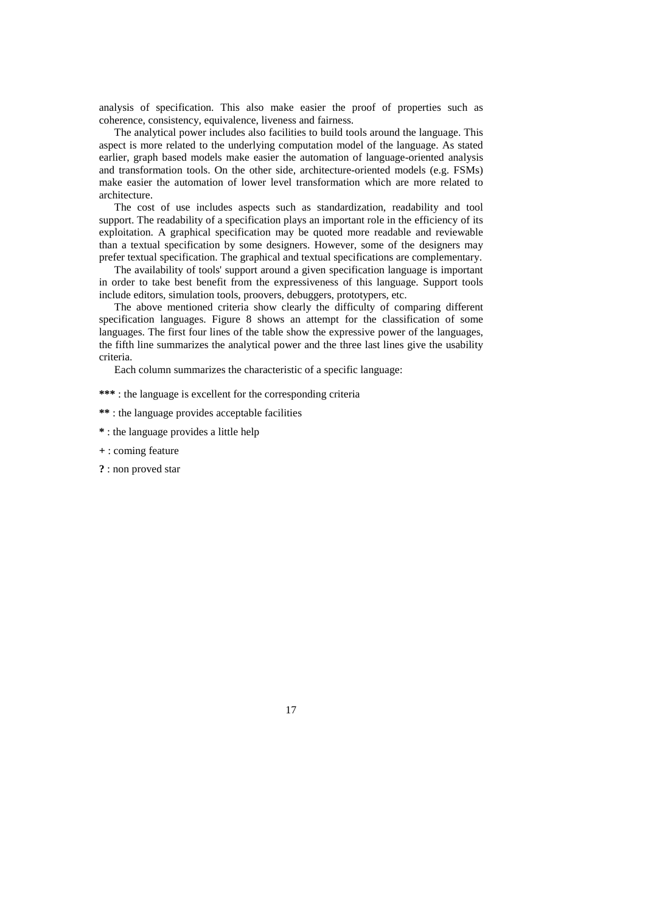analysis of specification. This also make easier the proof of properties such as coherence, consistency, equivalence, liveness and fairness.

The analytical power includes also facilities to build tools around the language. This aspect is more related to the underlying computation model of the language. As stated earlier, graph based models make easier the automation of language-oriented analysis and transformation tools. On the other side, architecture-oriented models (e.g. FSMs) make easier the automation of lower level transformation which are more related to architecture.

The cost of use includes aspects such as standardization, readability and tool support. The readability of a specification plays an important role in the efficiency of its exploitation. A graphical specification may be quoted more readable and reviewable than a textual specification by some designers. However, some of the designers may prefer textual specification. The graphical and textual specifications are complementary.

The availability of tools' support around a given specification language is important in order to take best benefit from the expressiveness of this language. Support tools include editors, simulation tools, proovers, debuggers, prototypers, etc.

The above mentioned criteria show clearly the difficulty of comparing different specification languages. Figure 8 shows an attempt for the classification of some languages. The first four lines of the table show the expressive power of the languages, the fifth line summarizes the analytical power and the three last lines give the usability criteria.

Each column summarizes the characteristic of a specific language:

**\*\*\*** : the language is excellent for the corresponding criteria

**\*\*** : the language provides acceptable facilities

**\*** : the language provides a little help

**+** : coming feature

**?** : non proved star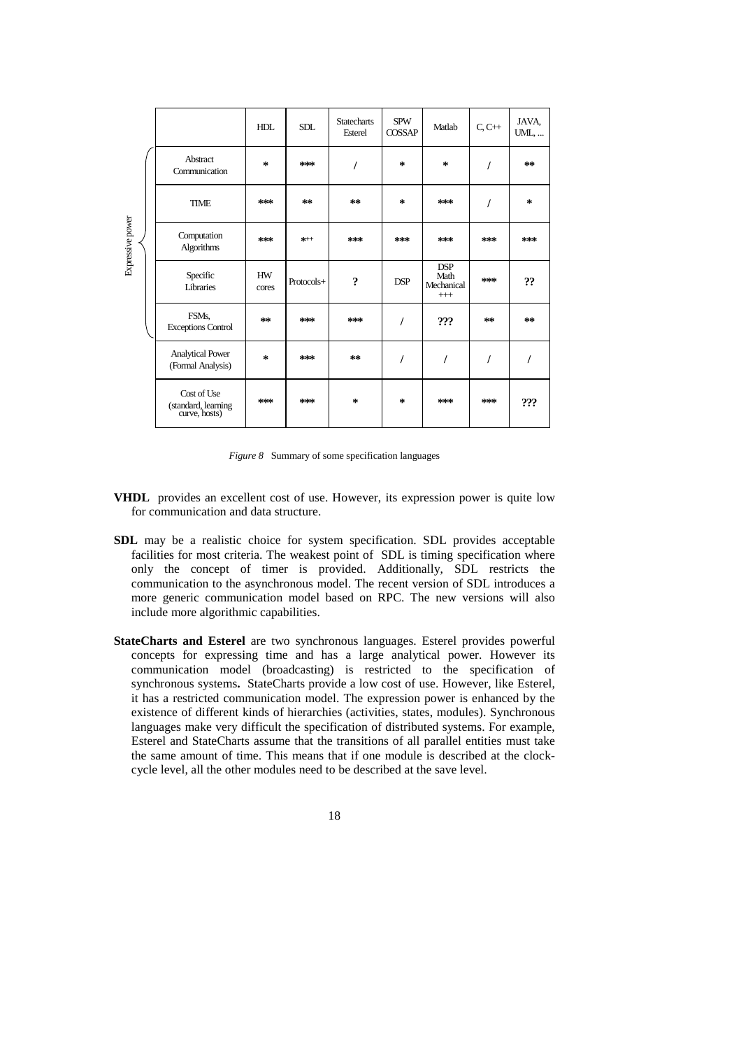| | | HDL | SDL | Statecharts Esterel | SPW COSSAP | Matlab | C, C++ | JAVA, UML, ... |
|---|---|---|---|---|---|---|---|---|
| Expressive power | Abstract Communication | * | *** | / | * | * | / | ** |
| | TIME | *** | ** | ** | * | *** | / | * |
| | Computation Algorithms | *** | *++ | *** | *** | *** | *** | *** |
| | Specific Libraries | HW cores | Protocols+ | ? | DSP | DSP Math Mechanical +++ | *** | ?? |
| | FSMs, Exceptions Control | ** | *** | *** | / | ??? | ** | ** |
| | Analytical Power (Formal Analysis) | * | *** | ** | / | / | / | / |
| | Cost of Use (standard, learning curve, hosts) | *** | *** | * | * | *** | *** | ??? |

*Figure 8* Summary of some specification languages

**VHDL** provides an excellent cost of use. However, its expression power is quite low for communication and data structure.

**SDL** may be a realistic choice for system specification. SDL provides acceptable facilities for most criteria. The weakest point of SDL is timing specification where only the concept of timer is provided. Additionally, SDL restricts the communication to the asynchronous model. The recent version of SDL introduces a more generic communication model based on RPC. The new versions will also include more algorithmic capabilities.

**StateCharts and Esterel** are two synchronous languages. Esterel provides powerful concepts for expressing time and has a large analytical power. However its communication model (broadcasting) is restricted to the specification of synchronous systems**.** StateCharts provide a low cost of use. However, like Esterel, it has a restricted communication model. The expression power is enhanced by the existence of different kinds of hierarchies (activities, states, modules). Synchronous languages make very difficult the specification of distributed systems. For example, Esterel and StateCharts assume that the transitions of all parallel entities must take the same amount of time. This means that if one module is described at the clock-cycle level, all the other modules need to be described at the save level.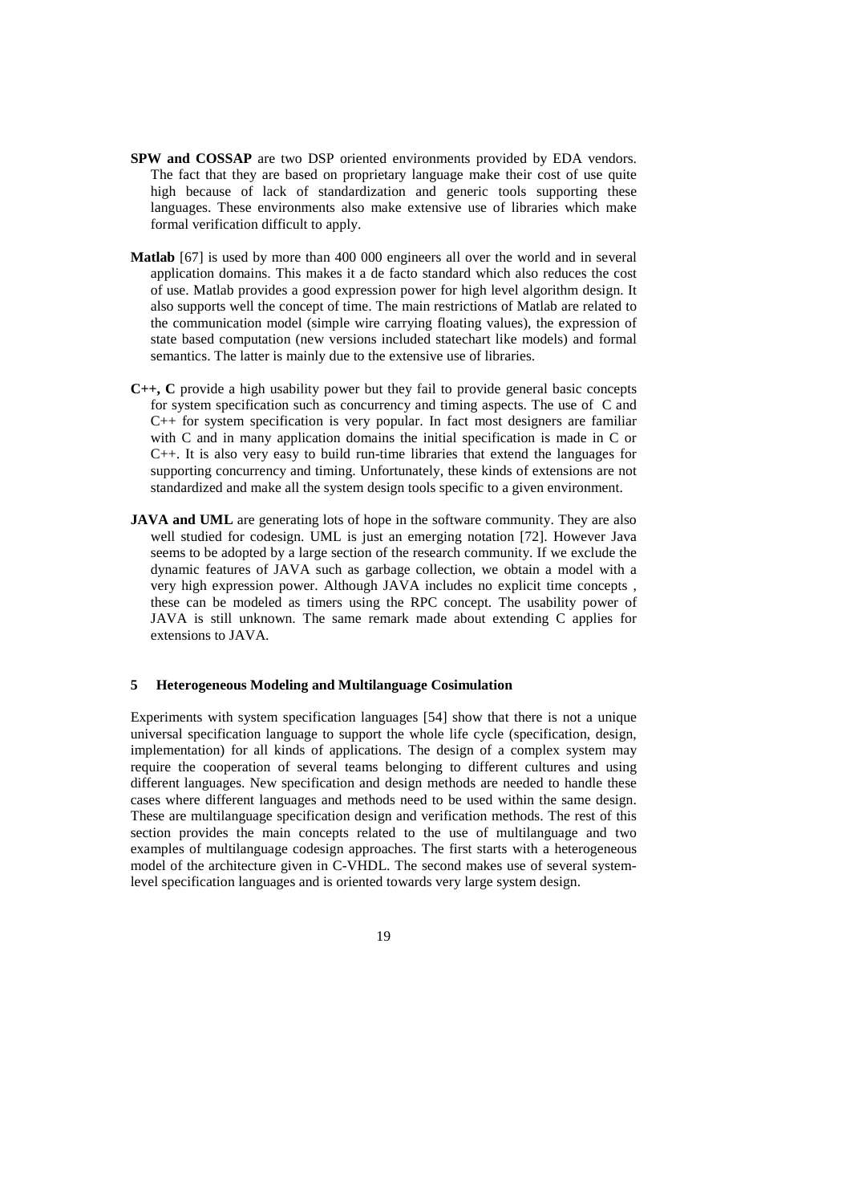**SPW and COSSAP** are two DSP oriented environments provided by EDA vendors. The fact that they are based on proprietary language make their cost of use quite high because of lack of standardization and generic tools supporting these languages. These environments also make extensive use of libraries which make formal verification difficult to apply.

**Matlab** [67] is used by more than 400 000 engineers all over the world and in several application domains. This makes it a de facto standard which also reduces the cost of use. Matlab provides a good expression power for high level algorithm design. It also supports well the concept of time. The main restrictions of Matlab are related to the communication model (simple wire carrying floating values), the expression of state based computation (new versions included statechart like models) and formal semantics. The latter is mainly due to the extensive use of libraries.

**C++, C** provide a high usability power but they fail to provide general basic concepts for system specification such as concurrency and timing aspects. The use of C and C++ for system specification is very popular. In fact most designers are familiar with C and in many application domains the initial specification is made in C or C++. It is also very easy to build run-time libraries that extend the languages for supporting concurrency and timing. Unfortunately, these kinds of extensions are not standardized and make all the system design tools specific to a given environment.

**JAVA and UML** are generating lots of hope in the software community. They are also well studied for codesign. UML is just an emerging notation [72]. However Java seems to be adopted by a large section of the research community. If we exclude the dynamic features of JAVA such as garbage collection, we obtain a model with a very high expression power. Although JAVA includes no explicit time concepts , these can be modeled as timers using the RPC concept. The usability power of JAVA is still unknown. The same remark made about extending C applies for extensions to JAVA.

## 5 Heterogeneous Modeling and Multilanguage Cosimulation

Experiments with system specification languages [54] show that there is not a unique universal specification language to support the whole life cycle (specification, design, implementation) for all kinds of applications. The design of a complex system may require the cooperation of several teams belonging to different cultures and using different languages. New specification and design methods are needed to handle these cases where different languages and methods need to be used within the same design. These are multilanguage specification design and verification methods. The rest of this section provides the main concepts related to the use of multilanguage and two examples of multilanguage codesign approaches. The first starts with a heterogeneous model of the architecture given in C-VHDL. The second makes use of several system-level specification languages and is oriented towards very large system design.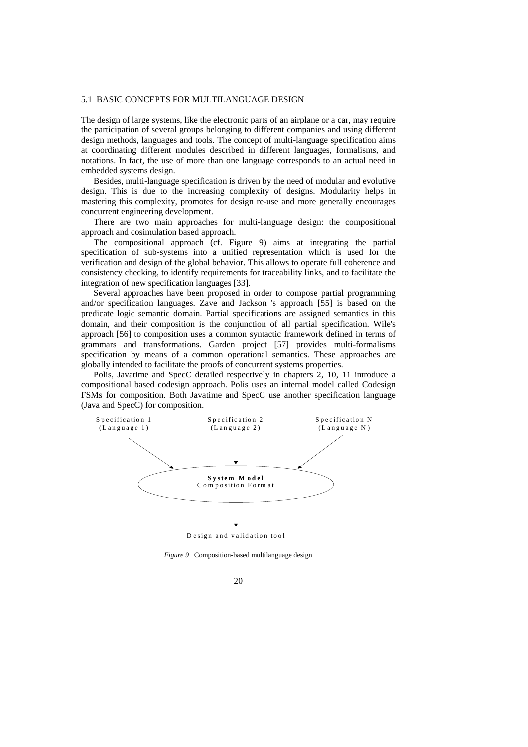## 5.1 BASIC CONCEPTS FOR MULTILANGUAGE DESIGN

The design of large systems, like the electronic parts of an airplane or a car, may require the participation of several groups belonging to different companies and using different design methods, languages and tools. The concept of multi-language specification aims at coordinating different modules described in different languages, formalisms, and notations. In fact, the use of more than one language corresponds to an actual need in embedded systems design.

Besides, multi-language specification is driven by the need of modular and evolutive design. This is due to the increasing complexity of designs. Modularity helps in mastering this complexity, promotes for design re-use and more generally encourages concurrent engineering development.

There are two main approaches for multi-language design: the compositional approach and cosimulation based approach.

The compositional approach (cf. Figure 9) aims at integrating the partial specification of sub-systems into a unified representation which is used for the verification and design of the global behavior. This allows to operate full coherence and consistency checking, to identify requirements for traceability links, and to facilitate the integration of new specification languages [33].

Several approaches have been proposed in order to compose partial programming and/or specification languages. Zave and Jackson 's approach [55] is based on the predicate logic semantic domain. Partial specifications are assigned semantics in this domain, and their composition is the conjunction of all partial specification. Wile's approach [56] to composition uses a common syntactic framework defined in terms of grammars and transformations. Garden project [57] provides multi-formalisms specification by means of a common operational semantics. These approaches are globally intended to facilitate the proofs of concurrent systems properties.

Polis, Javatime and SpecC detailed respectively in chapters 2, 10, 11 introduce a compositional based codesign approach. Polis uses an internal model called Codesign FSMs for composition. Both Javatime and SpecC use another specification language (Java and SpecC) for composition.

Specification 1 (Language 1) | Specification 2 (Language 2) | Specification N (Language N)

**System Model**
Composition Format

Design and validation tool

*Figure 9* Composition-based multilanguage design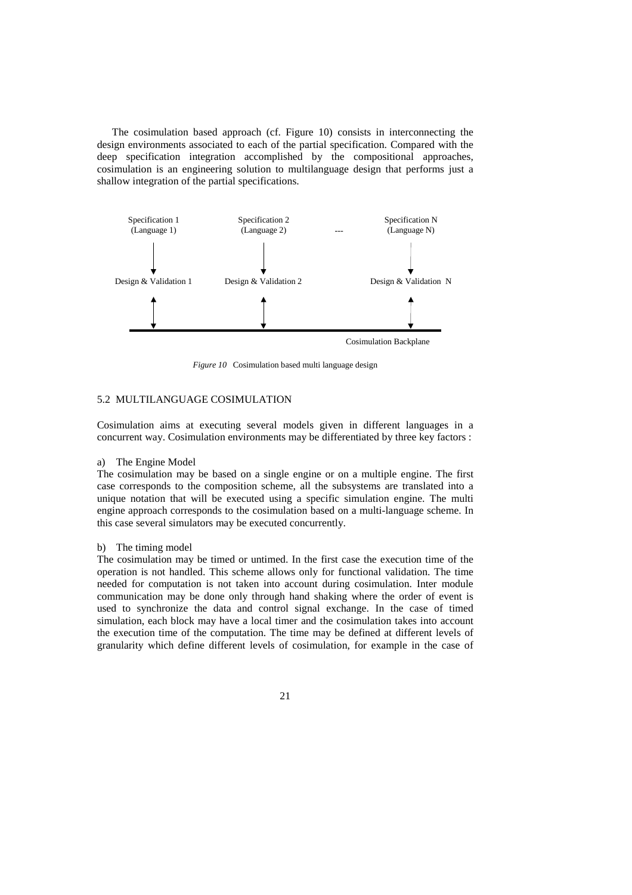The cosimulation based approach (cf. Figure 10) consists in interconnecting the design environments associated to each of the partial specification. Compared with the deep specification integration accomplished by the compositional approaches, cosimulation is an engineering solution to multilanguage design that performs just a shallow integration of the partial specifications.

Specification 1 (Language 1) — Specification 2 (Language 2) --- Specification N (Language N)

Design & Validation 1 — Design & Validation 2 — Design & Validation N

Cosimulation Backplane

*Figure 10* Cosimulation based multi language design

## 5.2 MULTILANGUAGE COSIMULATION

Cosimulation aims at executing several models given in different languages in a concurrent way. Cosimulation environments may be differentiated by three key factors :

a) The Engine Model

The cosimulation may be based on a single engine or on a multiple engine. The first case corresponds to the composition scheme, all the subsystems are translated into a unique notation that will be executed using a specific simulation engine. The multi engine approach corresponds to the cosimulation based on a multi-language scheme. In this case several simulators may be executed concurrently.

b) The timing model

The cosimulation may be timed or untimed. In the first case the execution time of the operation is not handled. This scheme allows only for functional validation. The time needed for computation is not taken into account during cosimulation. Inter module communication may be done only through hand shaking where the order of event is used to synchronize the data and control signal exchange. In the case of timed simulation, each block may have a local timer and the cosimulation takes into account the execution time of the computation. The time may be defined at different levels of granularity which define different levels of cosimulation, for example in the case of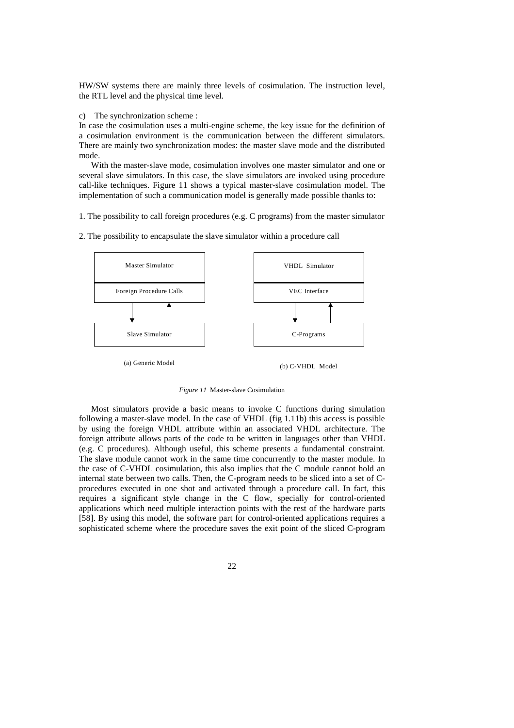HW/SW systems there are mainly three levels of cosimulation. The instruction level, the RTL level and the physical time level.

c) The synchronization scheme :

In case the cosimulation uses a multi-engine scheme, the key issue for the definition of a cosimulation environment is the communication between the different simulators. There are mainly two synchronization modes: the master slave mode and the distributed mode.

With the master-slave mode, cosimulation involves one master simulator and one or several slave simulators. In this case, the slave simulators are invoked using procedure call-like techniques. Figure 11 shows a typical master-slave cosimulation model. The implementation of such a communication model is generally made possible thanks to:

1. The possibility to call foreign procedures (e.g. C programs) from the master simulator

2. The possibility to encapsulate the slave simulator within a procedure call

| Master Simulator |
|---|
| Foreign Procedure Calls |
| ↓ ↑ |
| Slave Simulator |

(a) Generic Model

| VHDL Simulator |
|---|
| VEC Interface |
| ↓ ↑ |
| C-Programs |

(b) C-VHDL Model

*Figure 11* Master-slave Cosimulation

Most simulators provide a basic means to invoke C functions during simulation following a master-slave model. In the case of VHDL (fig 1.11b) this access is possible by using the foreign VHDL attribute within an associated VHDL architecture. The foreign attribute allows parts of the code to be written in languages other than VHDL (e.g. C procedures). Although useful, this scheme presents a fundamental constraint. The slave module cannot work in the same time concurrently to the master module. In the case of C-VHDL cosimulation, this also implies that the C module cannot hold an internal state between two calls. Then, the C-program needs to be sliced into a set of C-procedures executed in one shot and activated through a procedure call. In fact, this requires a significant style change in the C flow, specially for control-oriented applications which need multiple interaction points with the rest of the hardware parts [58]. By using this model, the software part for control-oriented applications requires a sophisticated scheme where the procedure saves the exit point of the sliced C-program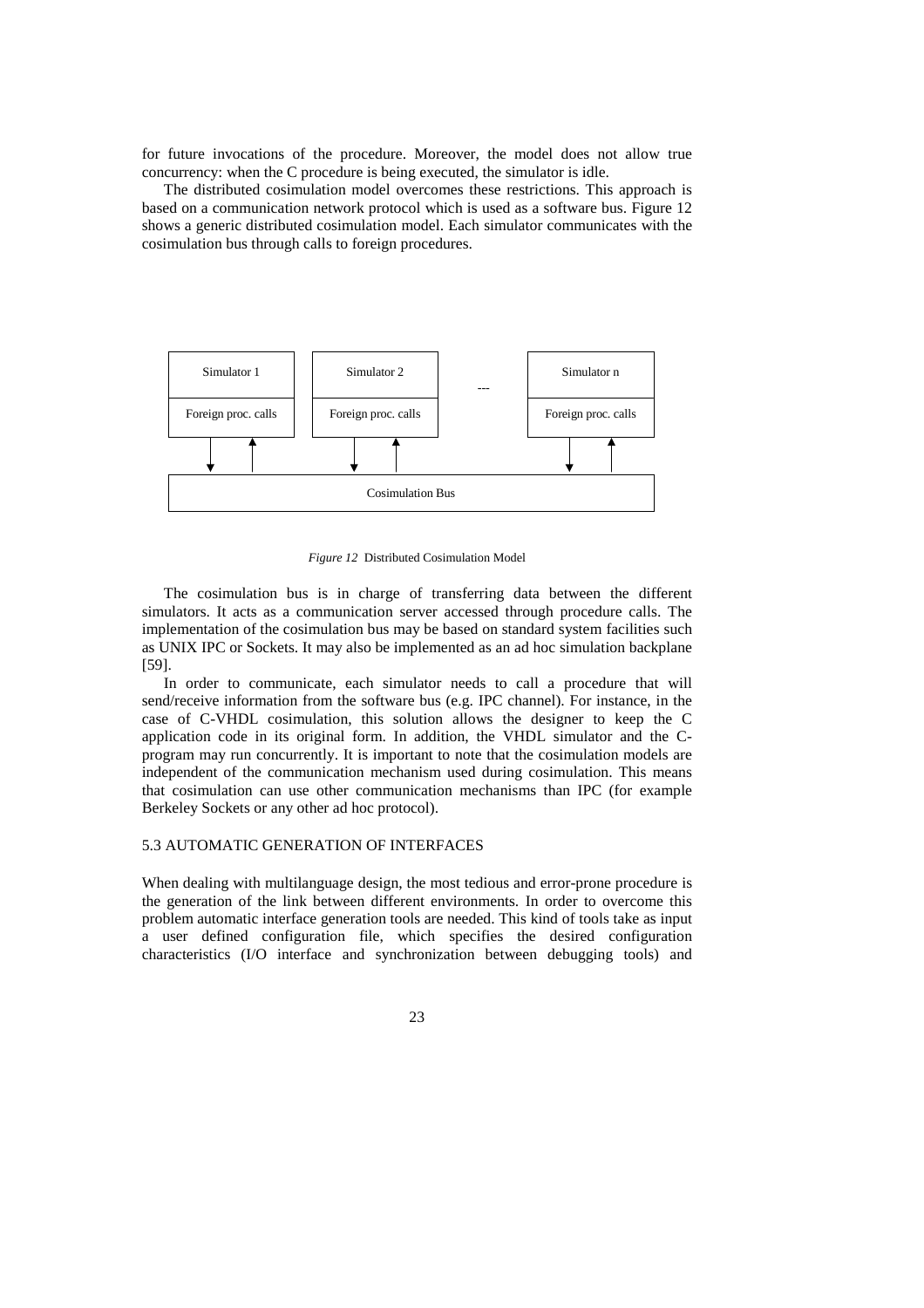for future invocations of the procedure. Moreover, the model does not allow true concurrency: when the C procedure is being executed, the simulator is idle.

The distributed cosimulation model overcomes these restrictions. This approach is based on a communication network protocol which is used as a software bus. Figure 12 shows a generic distributed cosimulation model. Each simulator communicates with the cosimulation bus through calls to foreign procedures.

Simulator 1
Foreign proc. calls
Simulator 2
Foreign proc. calls
---
Simulator n
Foreign proc. calls
Cosimulation Bus

*Figure 12* Distributed Cosimulation Model

The cosimulation bus is in charge of transferring data between the different simulators. It acts as a communication server accessed through procedure calls. The implementation of the cosimulation bus may be based on standard system facilities such as UNIX IPC or Sockets. It may also be implemented as an ad hoc simulation backplane [59].

In order to communicate, each simulator needs to call a procedure that will send/receive information from the software bus (e.g. IPC channel). For instance, in the case of C-VHDL cosimulation, this solution allows the designer to keep the C application code in its original form. In addition, the VHDL simulator and the C-program may run concurrently. It is important to note that the cosimulation models are independent of the communication mechanism used during cosimulation. This means that cosimulation can use other communication mechanisms than IPC (for example Berkeley Sockets or any other ad hoc protocol).

## 5.3 AUTOMATIC GENERATION OF INTERFACES

When dealing with multilanguage design, the most tedious and error-prone procedure is the generation of the link between different environments. In order to overcome this problem automatic interface generation tools are needed. This kind of tools take as input a user defined configuration file, which specifies the desired configuration characteristics (I/O interface and synchronization between debugging tools) and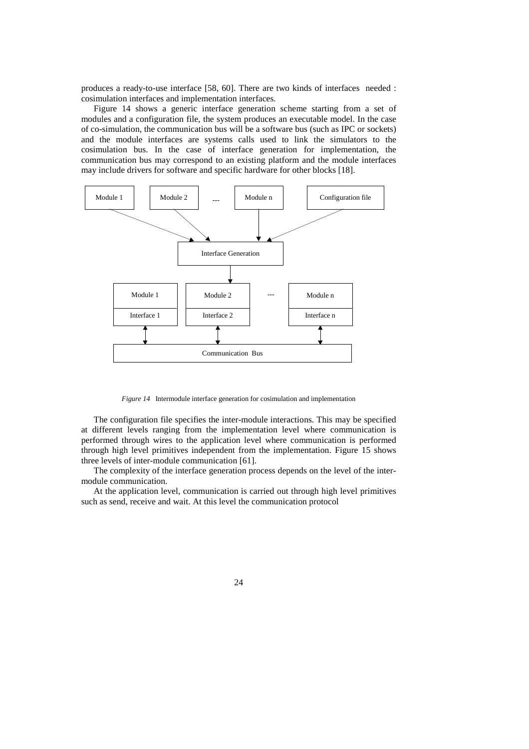produces a ready-to-use interface [58, 60]. There are two kinds of interfaces needed : cosimulation interfaces and implementation interfaces.

Figure 14 shows a generic interface generation scheme starting from a set of modules and a configuration file, the system produces an executable model. In the case of co-simulation, the communication bus will be a software bus (such as IPC or sockets) and the module interfaces are systems calls used to link the simulators to the cosimulation bus. In the case of interface generation for implementation, the communication bus may correspond to an existing platform and the module interfaces may include drivers for software and specific hardware for other blocks [18].

*Figure 14* Intermodule interface generation for cosimulation and implementation

The configuration file specifies the inter-module interactions. This may be specified at different levels ranging from the implementation level where communication is performed through wires to the application level where communication is performed through high level primitives independent from the implementation. Figure 15 shows three levels of inter-module communication [61].

The complexity of the interface generation process depends on the level of the inter-module communication.

At the application level, communication is carried out through high level primitives such as send, receive and wait. At this level the communication protocol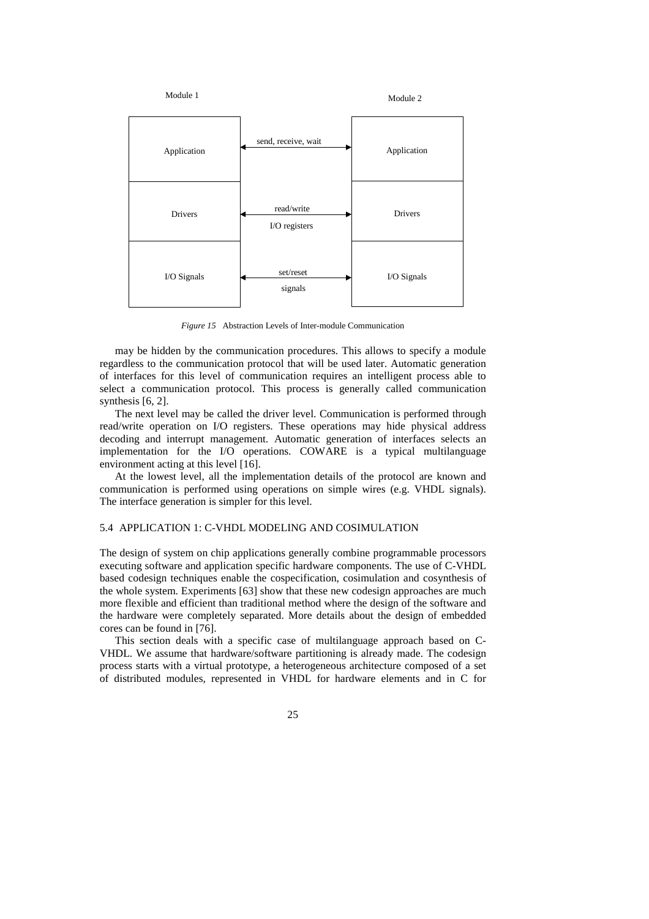*Figure 15* Abstraction Levels of Inter-module Communication

may be hidden by the communication procedures. This allows to specify a module regardless to the communication protocol that will be used later. Automatic generation of interfaces for this level of communication requires an intelligent process able to select a communication protocol. This process is generally called communication synthesis [6, 2].

The next level may be called the driver level. Communication is performed through read/write operation on I/O registers. These operations may hide physical address decoding and interrupt management. Automatic generation of interfaces selects an implementation for the I/O operations. COWARE is a typical multilanguage environment acting at this level [16].

At the lowest level, all the implementation details of the protocol are known and communication is performed using operations on simple wires (e.g. VHDL signals). The interface generation is simpler for this level.

## 5.4 APPLICATION 1: C-VHDL MODELING AND COSIMULATION

The design of system on chip applications generally combine programmable processors executing software and application specific hardware components. The use of C-VHDL based codesign techniques enable the cospecification, cosimulation and cosynthesis of the whole system. Experiments [63] show that these new codesign approaches are much more flexible and efficient than traditional method where the design of the software and the hardware were completely separated. More details about the design of embedded cores can be found in [76].

This section deals with a specific case of multilanguage approach based on C-VHDL. We assume that hardware/software partitioning is already made. The codesign process starts with a virtual prototype, a heterogeneous architecture composed of a set of distributed modules, represented in VHDL for hardware elements and in C for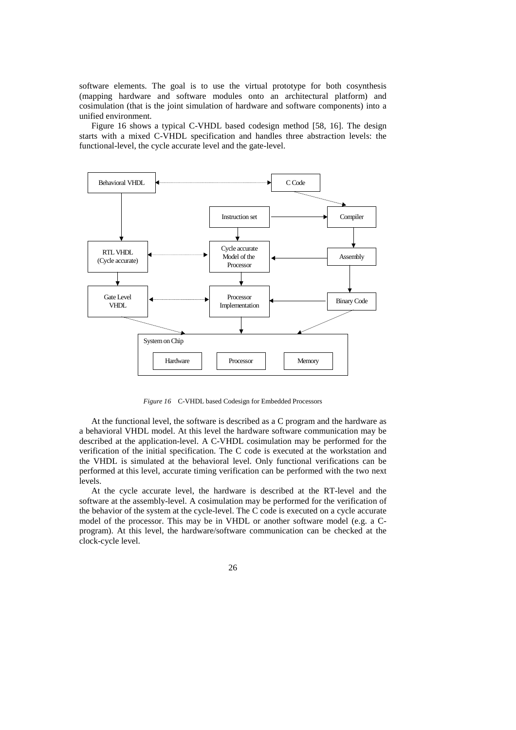software elements. The goal is to use the virtual prototype for both cosynthesis (mapping hardware and software modules onto an architectural platform) and cosimulation (that is the joint simulation of hardware and software components) into a unified environment.

Figure 16 shows a typical C-VHDL based codesign method [58, 16]. The design starts with a mixed C-VHDL specification and handles three abstraction levels: the functional-level, the cycle accurate level and the gate-level.

*Figure 16* C-VHDL based Codesign for Embedded Processors

At the functional level, the software is described as a C program and the hardware as a behavioral VHDL model. At this level the hardware software communication may be described at the application-level. A C-VHDL cosimulation may be performed for the verification of the initial specification. The C code is executed at the workstation and the VHDL is simulated at the behavioral level. Only functional verifications can be performed at this level, accurate timing verification can be performed with the two next levels.

At the cycle accurate level, the hardware is described at the RT-level and the software at the assembly-level. A cosimulation may be performed for the verification of the behavior of the system at the cycle-level. The C code is executed on a cycle accurate model of the processor. This may be in VHDL or another software model (e.g. a C-program). At this level, the hardware/software communication can be checked at the clock-cycle level.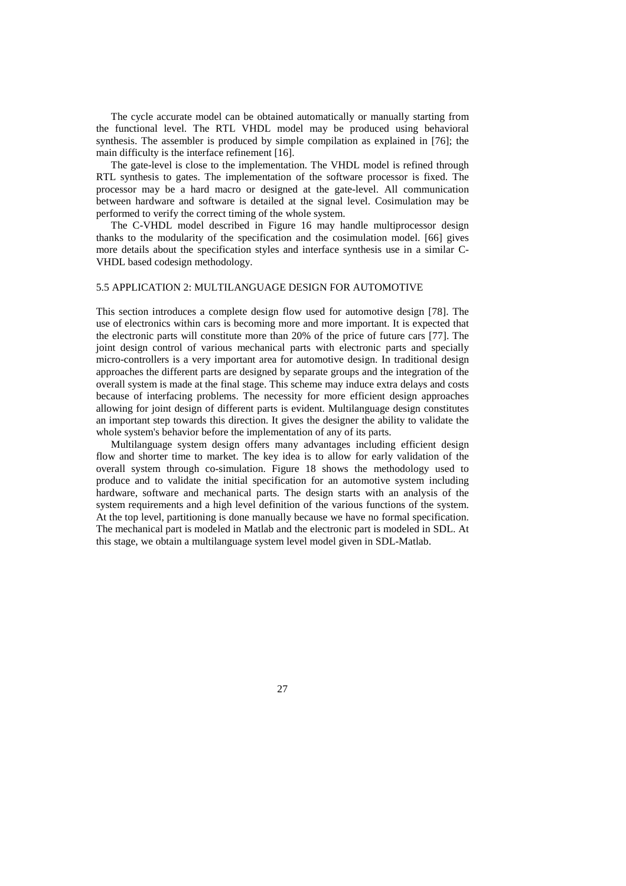The cycle accurate model can be obtained automatically or manually starting from the functional level. The RTL VHDL model may be produced using behavioral synthesis. The assembler is produced by simple compilation as explained in [76]; the main difficulty is the interface refinement [16].

The gate-level is close to the implementation. The VHDL model is refined through RTL synthesis to gates. The implementation of the software processor is fixed. The processor may be a hard macro or designed at the gate-level. All communication between hardware and software is detailed at the signal level. Cosimulation may be performed to verify the correct timing of the whole system.

The C-VHDL model described in Figure 16 may handle multiprocessor design thanks to the modularity of the specification and the cosimulation model. [66] gives more details about the specification styles and interface synthesis use in a similar C-VHDL based codesign methodology.

## 5.5 APPLICATION 2: MULTILANGUAGE DESIGN FOR AUTOMOTIVE

This section introduces a complete design flow used for automotive design [78]. The use of electronics within cars is becoming more and more important. It is expected that the electronic parts will constitute more than 20% of the price of future cars [77]. The joint design control of various mechanical parts with electronic parts and specially micro-controllers is a very important area for automotive design. In traditional design approaches the different parts are designed by separate groups and the integration of the overall system is made at the final stage. This scheme may induce extra delays and costs because of interfacing problems. The necessity for more efficient design approaches allowing for joint design of different parts is evident. Multilanguage design constitutes an important step towards this direction. It gives the designer the ability to validate the whole system's behavior before the implementation of any of its parts.

Multilanguage system design offers many advantages including efficient design flow and shorter time to market. The key idea is to allow for early validation of the overall system through co-simulation. Figure 18 shows the methodology used to produce and to validate the initial specification for an automotive system including hardware, software and mechanical parts. The design starts with an analysis of the system requirements and a high level definition of the various functions of the system. At the top level, partitioning is done manually because we have no formal specification. The mechanical part is modeled in Matlab and the electronic part is modeled in SDL. At this stage, we obtain a multilanguage system level model given in SDL-Matlab.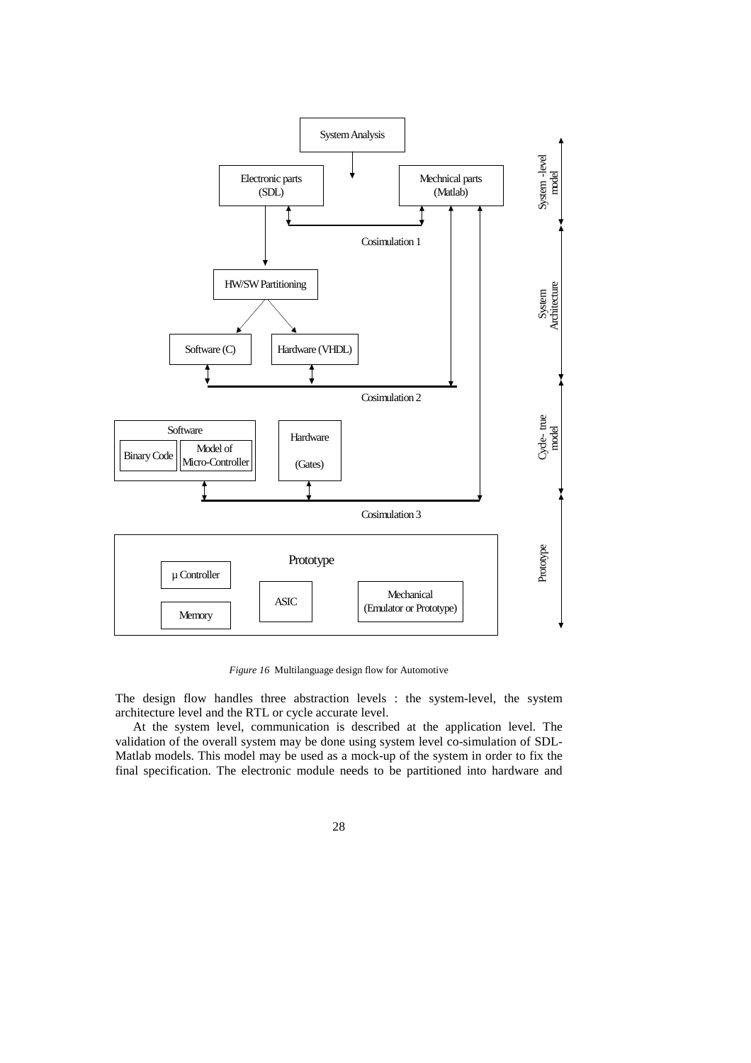*Figure 16* Multilanguage design flow for Automotive

The design flow handles three abstraction levels : the system-level, the system architecture level and the RTL or cycle accurate level.

At the system level, communication is described at the application level. The validation of the overall system may be done using system level co-simulation of SDL-Matlab models. This model may be used as a mock-up of the system in order to fix the final specification. The electronic module needs to be partitioned into hardware and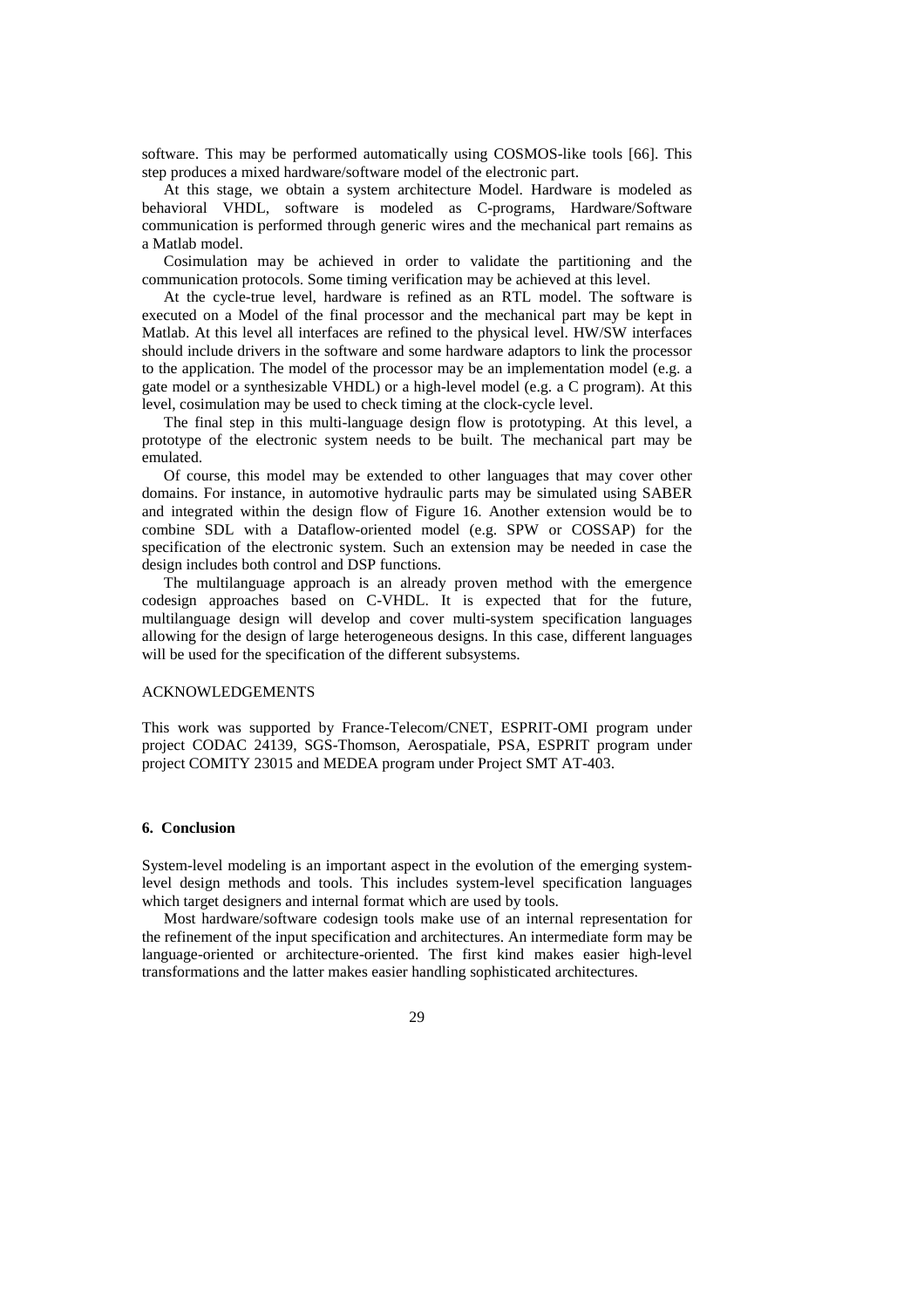software. This may be performed automatically using COSMOS-like tools [66]. This step produces a mixed hardware/software model of the electronic part.

At this stage, we obtain a system architecture Model. Hardware is modeled as behavioral VHDL, software is modeled as C-programs, Hardware/Software communication is performed through generic wires and the mechanical part remains as a Matlab model.

Cosimulation may be achieved in order to validate the partitioning and the communication protocols. Some timing verification may be achieved at this level.

At the cycle-true level, hardware is refined as an RTL model. The software is executed on a Model of the final processor and the mechanical part may be kept in Matlab. At this level all interfaces are refined to the physical level. HW/SW interfaces should include drivers in the software and some hardware adaptors to link the processor to the application. The model of the processor may be an implementation model (e.g. a gate model or a synthesizable VHDL) or a high-level model (e.g. a C program). At this level, cosimulation may be used to check timing at the clock-cycle level.

The final step in this multi-language design flow is prototyping. At this level, a prototype of the electronic system needs to be built. The mechanical part may be emulated.

Of course, this model may be extended to other languages that may cover other domains. For instance, in automotive hydraulic parts may be simulated using SABER and integrated within the design flow of Figure 16. Another extension would be to combine SDL with a Dataflow-oriented model (e.g. SPW or COSSAP) for the specification of the electronic system. Such an extension may be needed in case the design includes both control and DSP functions.

The multilanguage approach is an already proven method with the emergence codesign approaches based on C-VHDL. It is expected that for the future, multilanguage design will develop and cover multi-system specification languages allowing for the design of large heterogeneous designs. In this case, different languages will be used for the specification of the different subsystems.

ACKNOWLEDGEMENTS

This work was supported by France-Telecom/CNET, ESPRIT-OMI program under project CODAC 24139, SGS-Thomson, Aerospatiale, PSA, ESPRIT program under project COMITY 23015 and MEDEA program under Project SMT AT-403.

## 6. Conclusion

System-level modeling is an important aspect in the evolution of the emerging system-level design methods and tools. This includes system-level specification languages which target designers and internal format which are used by tools.

Most hardware/software codesign tools make use of an internal representation for the refinement of the input specification and architectures. An intermediate form may be language-oriented or architecture-oriented. The first kind makes easier high-level transformations and the latter makes easier handling sophisticated architectures.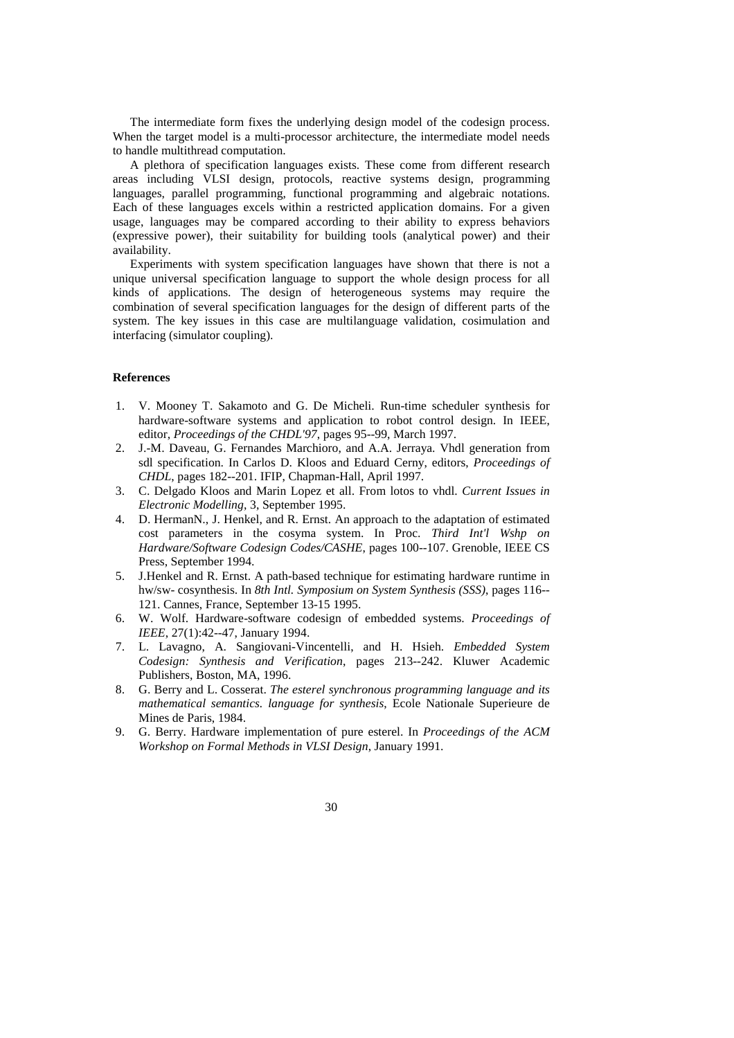The intermediate form fixes the underlying design model of the codesign process. When the target model is a multi-processor architecture, the intermediate model needs to handle multithread computation.

A plethora of specification languages exists. These come from different research areas including VLSI design, protocols, reactive systems design, programming languages, parallel programming, functional programming and algebraic notations. Each of these languages excels within a restricted application domains. For a given usage, languages may be compared according to their ability to express behaviors (expressive power), their suitability for building tools (analytical power) and their availability.

Experiments with system specification languages have shown that there is not a unique universal specification language to support the whole design process for all kinds of applications. The design of heterogeneous systems may require the combination of several specification languages for the design of different parts of the system. The key issues in this case are multilanguage validation, cosimulation and interfacing (simulator coupling).

### References

1. V. Mooney T. Sakamoto and G. De Micheli. Run-time scheduler synthesis for hardware-software systems and application to robot control design. In IEEE, editor, *Proceedings of the CHDL'97*, pages 95--99, March 1997.
2. J.-M. Daveau, G. Fernandes Marchioro, and A.A. Jerraya. Vhdl generation from sdl specification. In Carlos D. Kloos and Eduard Cerny, editors, *Proceedings of CHDL*, pages 182--201. IFIP, Chapman-Hall, April 1997.
3. C. Delgado Kloos and Marin Lopez et all. From lotos to vhdl. *Current Issues in Electronic Modelling*, 3, September 1995.
4. D. HermanN., J. Henkel, and R. Ernst. An approach to the adaptation of estimated cost parameters in the cosyma system. In Proc. *Third Int'l Wshp on Hardware/Software Codesign Codes/CASHE*, pages 100--107. Grenoble, IEEE CS Press, September 1994.
5. J.Henkel and R. Ernst. A path-based technique for estimating hardware runtime in hw/sw- cosynthesis. In *8th Intl. Symposium on System Synthesis (SSS)*, pages 116--121. Cannes, France, September 13-15 1995.
6. W. Wolf. Hardware-software codesign of embedded systems. *Proceedings of IEEE*, 27(1):42--47, January 1994.
7. L. Lavagno, A. Sangiovani-Vincentelli, and H. Hsieh. *Embedded System Codesign: Synthesis and Verification*, pages 213--242. Kluwer Academic Publishers, Boston, MA, 1996.
8. G. Berry and L. Cosserat. *The esterel synchronous programming language and its mathematical semantics. language for synthesis*, Ecole Nationale Superieure de Mines de Paris, 1984.
9. G. Berry. Hardware implementation of pure esterel. In *Proceedings of the ACM Workshop on Formal Methods in VLSI Design*, January 1991.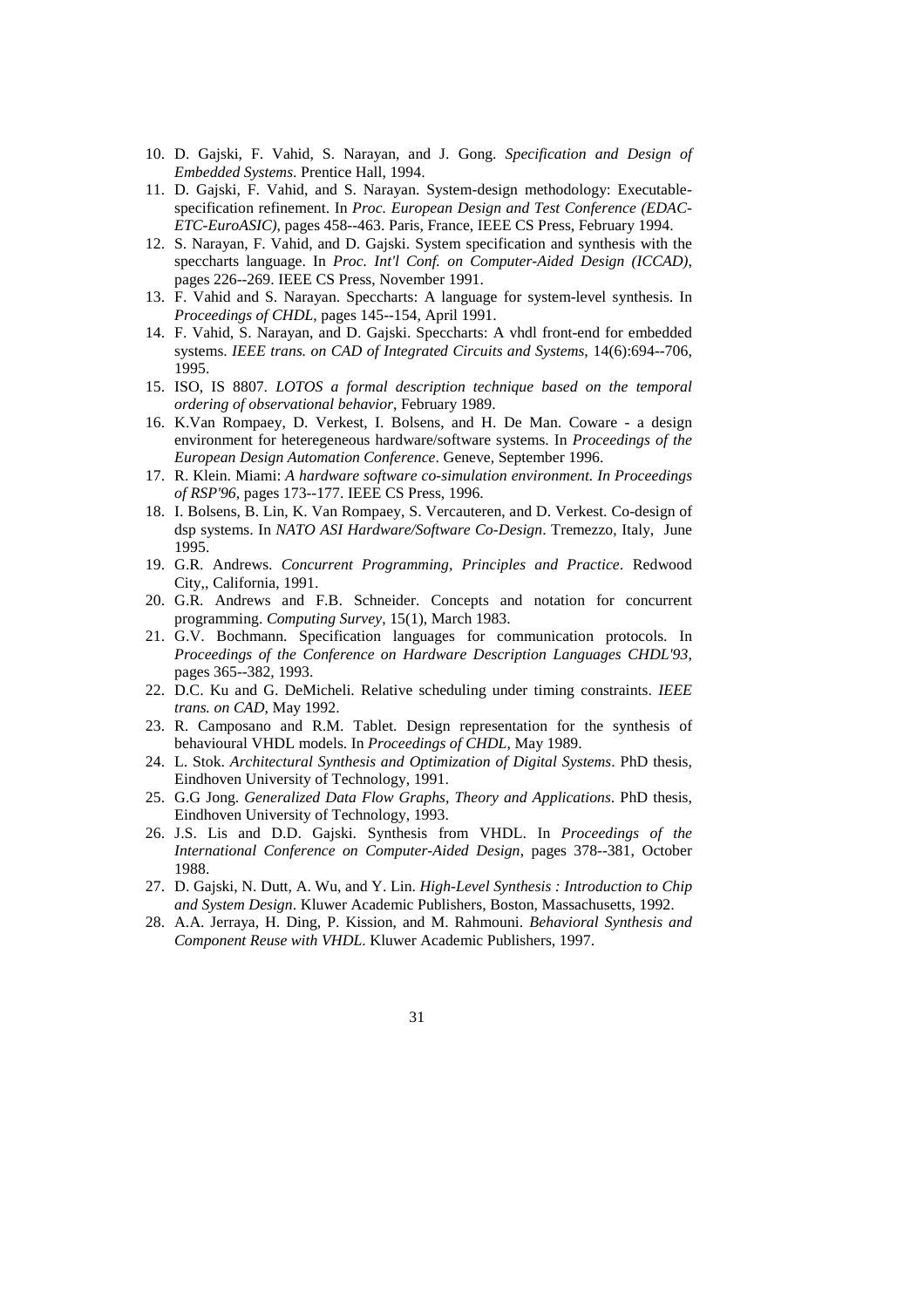10. D. Gajski, F. Vahid, S. Narayan, and J. Gong. *Specification and Design of Embedded Systems*. Prentice Hall, 1994.
11. D. Gajski, F. Vahid, and S. Narayan. System-design methodology: Executable-specification refinement. In *Proc. European Design and Test Conference (EDAC-ETC-EuroASIC)*, pages 458--463. Paris, France, IEEE CS Press, February 1994.
12. S. Narayan, F. Vahid, and D. Gajski. System specification and synthesis with the speccharts language. In *Proc. Int'l Conf. on Computer-Aided Design (ICCAD)*, pages 226--269. IEEE CS Press, November 1991.
13. F. Vahid and S. Narayan. Speccharts: A language for system-level synthesis. In *Proceedings of CHDL*, pages 145--154, April 1991.
14. F. Vahid, S. Narayan, and D. Gajski. Speccharts: A vhdl front-end for embedded systems. *IEEE trans. on CAD of Integrated Circuits and Systems*, 14(6):694--706, 1995.
15. ISO, IS 8807. *LOTOS a formal description technique based on the temporal ordering of observational behavior*, February 1989.
16. K.Van Rompaey, D. Verkest, I. Bolsens, and H. De Man. Coware - a design environment for heteregeneous hardware/software systems. In *Proceedings of the European Design Automation Conference*. Geneve, September 1996.
17. R. Klein. Miami: *A hardware software co-simulation environment. In Proceedings of RSP'96*, pages 173--177. IEEE CS Press, 1996.
18. I. Bolsens, B. Lin, K. Van Rompaey, S. Vercauteren, and D. Verkest. Co-design of dsp systems. In *NATO ASI Hardware/Software Co-Design*. Tremezzo, Italy, June 1995.
19. G.R. Andrews. *Concurrent Programming, Principles and Practice*. Redwood City,, California, 1991.
20. G.R. Andrews and F.B. Schneider. Concepts and notation for concurrent programming. *Computing Survey*, 15(1), March 1983.
21. G.V. Bochmann. Specification languages for communication protocols. In *Proceedings of the Conference on Hardware Description Languages CHDL'93*, pages 365--382, 1993.
22. D.C. Ku and G. DeMicheli. Relative scheduling under timing constraints. *IEEE trans. on CAD*, May 1992.
23. R. Camposano and R.M. Tablet. Design representation for the synthesis of behavioural VHDL models. In *Proceedings of CHDL*, May 1989.
24. L. Stok. *Architectural Synthesis and Optimization of Digital Systems*. PhD thesis, Eindhoven University of Technology, 1991.
25. G.G Jong. *Generalized Data Flow Graphs, Theory and Applications*. PhD thesis, Eindhoven University of Technology, 1993.
26. J.S. Lis and D.D. Gajski. Synthesis from VHDL. In *Proceedings of the International Conference on Computer-Aided Design*, pages 378--381, October 1988.
27. D. Gajski, N. Dutt, A. Wu, and Y. Lin. *High-Level Synthesis : Introduction to Chip and System Design*. Kluwer Academic Publishers, Boston, Massachusetts, 1992.
28. A.A. Jerraya, H. Ding, P. Kission, and M. Rahmouni. *Behavioral Synthesis and Component Reuse with VHDL*. Kluwer Academic Publishers, 1997.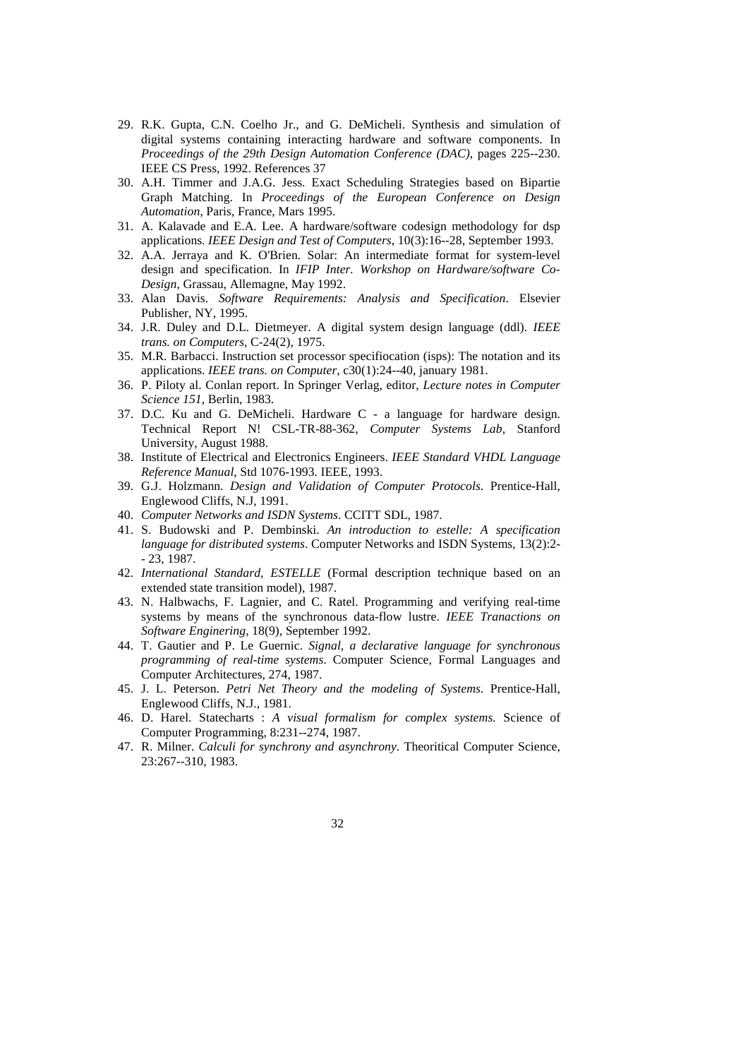29. R.K. Gupta, C.N. Coelho Jr., and G. DeMicheli. Synthesis and simulation of digital systems containing interacting hardware and software components. In *Proceedings of the 29th Design Automation Conference (DAC)*, pages 225--230. IEEE CS Press, 1992. References 37
30. A.H. Timmer and J.A.G. Jess. Exact Scheduling Strategies based on Bipartie Graph Matching. In *Proceedings of the European Conference on Design Automation*, Paris, France, Mars 1995.
31. A. Kalavade and E.A. Lee. A hardware/software codesign methodology for dsp applications. *IEEE Design and Test of Computers*, 10(3):16--28, September 1993.
32. A.A. Jerraya and K. O'Brien. Solar: An intermediate format for system-level design and specification. In *IFIP Inter. Workshop on Hardware/software Co-Design*, Grassau, Allemagne, May 1992.
33. Alan Davis. *Software Requirements: Analysis and Specification*. Elsevier Publisher, NY, 1995.
34. J.R. Duley and D.L. Dietmeyer. A digital system design language (ddl). *IEEE trans. on Computers*, C-24(2), 1975.
35. M.R. Barbacci. Instruction set processor specifiocation (isps): The notation and its applications. *IEEE trans. on Computer*, c30(1):24--40, january 1981.
36. P. Piloty al. Conlan report. In Springer Verlag, editor, *Lecture notes in Computer Science 151*, Berlin, 1983.
37. D.C. Ku and G. DeMicheli. Hardware C - a language for hardware design. Technical Report N! CSL-TR-88-362, *Computer Systems Lab*, Stanford University, August 1988.
38. Institute of Electrical and Electronics Engineers. *IEEE Standard VHDL Language Reference Manual*, Std 1076-1993. IEEE, 1993.
39. G.J. Holzmann. *Design and Validation of Computer Protocols*. Prentice-Hall, Englewood Cliffs, N.J, 1991.
40. *Computer Networks and ISDN Systems*. CCITT SDL, 1987.
41. S. Budowski and P. Dembinski. *An introduction to estelle: A specification language for distributed systems*. Computer Networks and ISDN Systems, 13(2):2--23, 1987.
42. *International Standard, ESTELLE* (Formal description technique based on an extended state transition model), 1987.
43. N. Halbwachs, F. Lagnier, and C. Ratel. Programming and verifying real-time systems by means of the synchronous data-flow lustre. *IEEE Tranactions on Software Enginering*, 18(9), September 1992.
44. T. Gautier and P. Le Guernic. *Signal, a declarative language for synchronous programming of real-time systems.* Computer Science, Formal Languages and Computer Architectures, 274, 1987.
45. J. L. Peterson. *Petri Net Theory and the modeling of Systems*. Prentice-Hall, Englewood Cliffs, N.J., 1981.
46. D. Harel. Statecharts : *A visual formalism for complex systems.* Science of Computer Programming, 8:231--274, 1987.
47. R. Milner. *Calculi for synchrony and asynchrony*. Theoritical Computer Science, 23:267--310, 1983.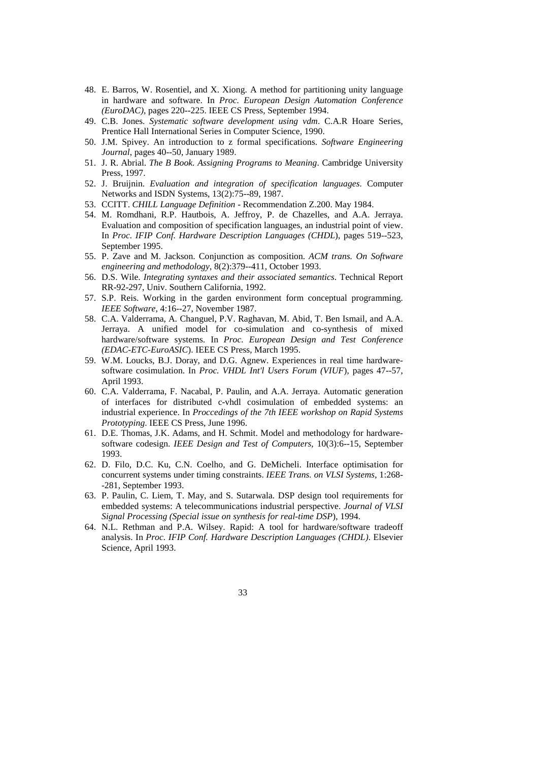48. E. Barros, W. Rosentiel, and X. Xiong. A method for partitioning unity language in hardware and software. In *Proc. European Design Automation Conference (EuroDAC)*, pages 220--225. IEEE CS Press, September 1994.
49. C.B. Jones. *Systematic software development using vdm*. C.A.R Hoare Series, Prentice Hall International Series in Computer Science, 1990.
50. J.M. Spivey. An introduction to z formal specifications. *Software Engineering Journal*, pages 40--50, January 1989.
51. J. R. Abrial. *The B Book. Assigning Programs to Meaning*. Cambridge University Press, 1997.
52. J. Bruijnin. *Evaluation and integration of specification languages*. Computer Networks and ISDN Systems, 13(2):75--89, 1987.
53. CCITT. *CHILL Language Definition* - Recommendation Z.200. May 1984.
54. M. Romdhani, R.P. Hautbois, A. Jeffroy, P. de Chazelles, and A.A. Jerraya. Evaluation and composition of specification languages, an industrial point of view. In *Proc. IFIP Conf. Hardware Description Languages (CHDL*), pages 519--523, September 1995.
55. P. Zave and M. Jackson. Conjunction as composition. *ACM trans. On Software engineering and methodology*, 8(2):379--411, October 1993.
56. D.S. Wile. *Integrating syntaxes and their associated semantics*. Technical Report RR-92-297, Univ. Southern California, 1992.
57. S.P. Reis. Working in the garden environment form conceptual programming. *IEEE Software*, 4:16--27, November 1987.
58. C.A. Valderrama, A. Changuel, P.V. Raghavan, M. Abid, T. Ben Ismail, and A.A. Jerraya. A unified model for co-simulation and co-synthesis of mixed hardware/software systems. In *Proc. European Design and Test Conference (EDAC-ETC-EuroASIC*). IEEE CS Press, March 1995.
59. W.M. Loucks, B.J. Doray, and D.G. Agnew. Experiences in real time hardware-software cosimulation. In *Proc. VHDL Int'l Users Forum (VIUF*), pages 47--57, April 1993.
60. C.A. Valderrama, F. Nacabal, P. Paulin, and A.A. Jerraya. Automatic generation of interfaces for distributed c-vhdl cosimulation of embedded systems: an industrial experience. In *Proccedings of the 7th IEEE workshop on Rapid Systems Prototyping*. IEEE CS Press, June 1996.
61. D.E. Thomas, J.K. Adams, and H. Schmit. Model and methodology for hardware-software codesign. *IEEE Design and Test of Computers*, 10(3):6--15, September 1993.
62. D. Filo, D.C. Ku, C.N. Coelho, and G. DeMicheli. Interface optimisation for concurrent systems under timing constraints. *IEEE Trans. on VLSI Systems*, 1:268--281, September 1993.
63. P. Paulin, C. Liem, T. May, and S. Sutarwala. DSP design tool requirements for embedded systems: A telecommunications industrial perspective. *Journal of VLSI Signal Processing (Special issue on synthesis for real-time DSP*), 1994.
64. N.L. Rethman and P.A. Wilsey. Rapid: A tool for hardware/software tradeoff analysis. In *Proc. IFIP Conf. Hardware Description Languages (CHDL)*. Elsevier Science, April 1993.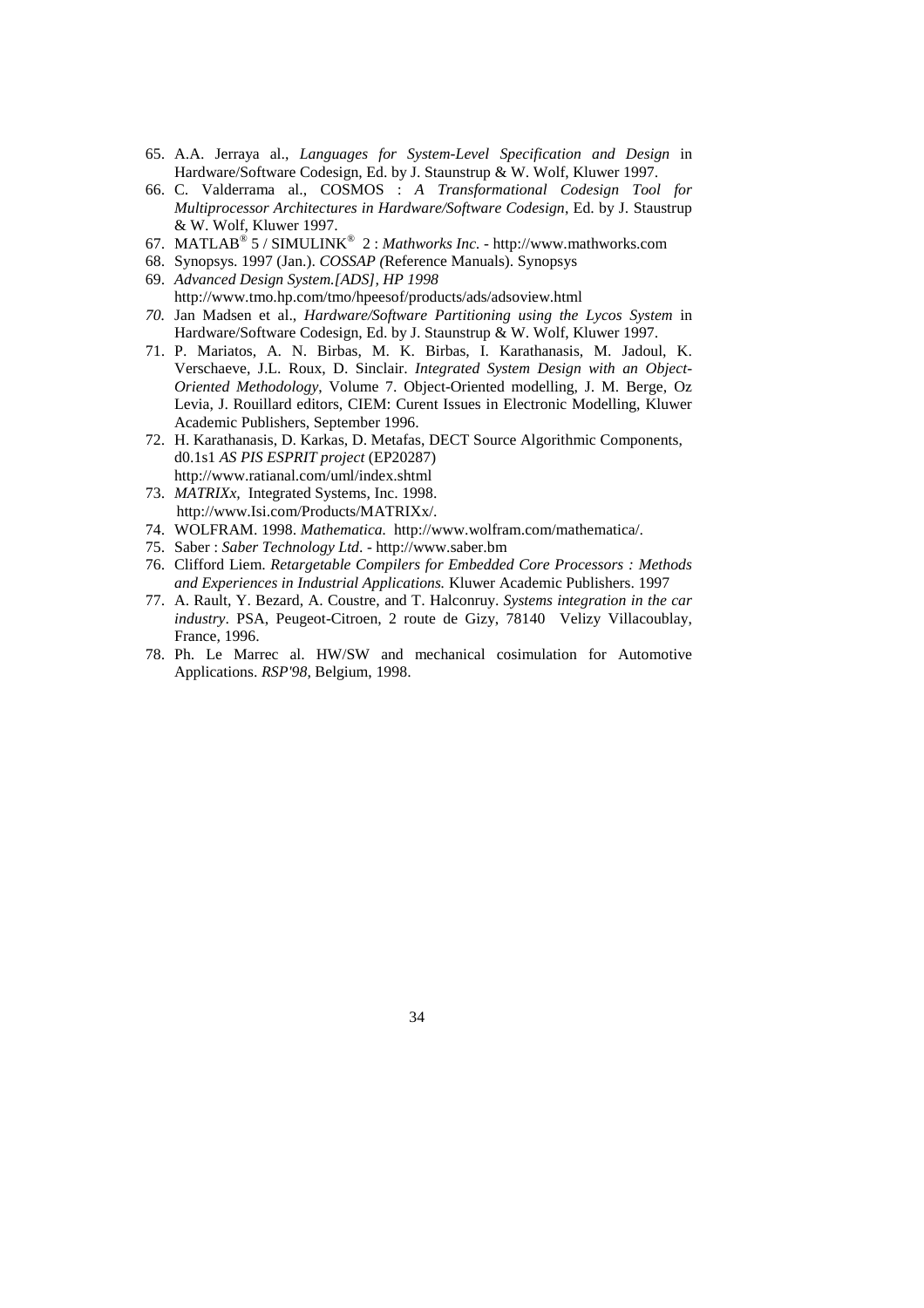65. A.A. Jerraya al., *Languages for System-Level Specification and Design* in Hardware/Software Codesign, Ed. by J. Staunstrup & W. Wolf, Kluwer 1997.
66. C. Valderrama al., COSMOS : *A Transformational Codesign Tool for Multiprocessor Architectures in Hardware/Software Codesign*, Ed. by J. Staustrup & W. Wolf, Kluwer 1997.
67. MATLAB® 5 / SIMULINK® 2 : *Mathworks Inc.* - http://www.mathworks.com
68. Synopsys. 1997 (Jan.). *COSSAP (*Reference Manuals). Synopsys
69. *Advanced Design System.[ADS], HP 1998* http://www.tmo.hp.com/tmo/hpeesof/products/ads/adsoview.html
70. Jan Madsen et al., *Hardware/Software Partitioning using the Lycos System* in Hardware/Software Codesign, Ed. by J. Staunstrup & W. Wolf, Kluwer 1997.
71. P. Mariatos, A. N. Birbas, M. K. Birbas, I. Karathanasis, M. Jadoul, K. Verschaeve, J.L. Roux, D. Sinclair. *Integrated System Design with an Object-Oriented Methodology*, Volume 7. Object-Oriented modelling, J. M. Berge, Oz Levia, J. Rouillard editors, CIEM: Curent Issues in Electronic Modelling, Kluwer Academic Publishers, September 1996.
72. H. Karathanasis, D. Karkas, D. Metafas, DECT Source Algorithmic Components, d0.1s1 *AS PIS ESPRIT project* (EP20287) http://www.ratianal.com/uml/index.shtml
73. *MATRIXx*, Integrated Systems, Inc. 1998. http://www.Isi.com/Products/MATRIXx/.
74. WOLFRAM. 1998. *Mathematica.* http://www.wolfram.com/mathematica/.
75. Saber : *Saber Technology Ltd*. - http://www.saber.bm
76. Clifford Liem. *Retargetable Compilers for Embedded Core Processors : Methods and Experiences in Industrial Applications.* Kluwer Academic Publishers. 1997
77. A. Rault, Y. Bezard, A. Coustre, and T. Halconruy. *Systems integration in the car industry*. PSA, Peugeot-Citroen, 2 route de Gizy, 78140 Velizy Villacoublay, France, 1996.
78. Ph. Le Marrec al. HW/SW and mechanical cosimulation for Automotive Applications. *RSP'98*, Belgium, 1998.